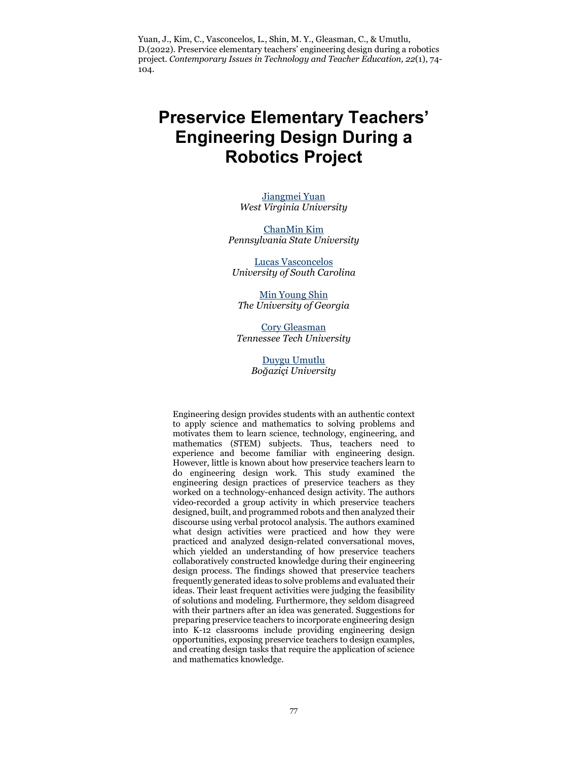Yuan, J., Kim, C., Vasconcelos, L., Shin, M. Y., Gleasman, C., & Umutlu, D.(2022). Preservice elementary teachers' engineering design during a robotics project. *Contemporary Issues in Technology and Teacher Education, 22*(1), 74-104.

# Preservice Elementary Teachers' Engineering Design During a Robotics Project

Jiangmei Yuan
*West Virginia University*

ChanMin Kim
*Pennsylvania State University*

Lucas Vasconcelos
*University of South Carolina*

Min Young Shin
*The University of Georgia*

Cory Gleasman
*Tennessee Tech University*

Duygu Umutlu
*Boğaziçi University*

Engineering design provides students with an authentic context to apply science and mathematics to solving problems and motivates them to learn science, technology, engineering, and mathematics (STEM) subjects. Thus, teachers need to experience and become familiar with engineering design. However, little is known about how preservice teachers learn to do engineering design work. This study examined the engineering design practices of preservice teachers as they worked on a technology-enhanced design activity. The authors video-recorded a group activity in which preservice teachers designed, built, and programmed robots and then analyzed their discourse using verbal protocol analysis. The authors examined what design activities were practiced and how they were practiced and analyzed design-related conversational moves, which yielded an understanding of how preservice teachers collaboratively constructed knowledge during their engineering design process. The findings showed that preservice teachers frequently generated ideas to solve problems and evaluated their ideas. Their least frequent activities were judging the feasibility of solutions and modeling. Furthermore, they seldom disagreed with their partners after an idea was generated. Suggestions for preparing preservice teachers to incorporate engineering design into K-12 classrooms include providing engineering design opportunities, exposing preservice teachers to design examples, and creating design tasks that require the application of science and mathematics knowledge.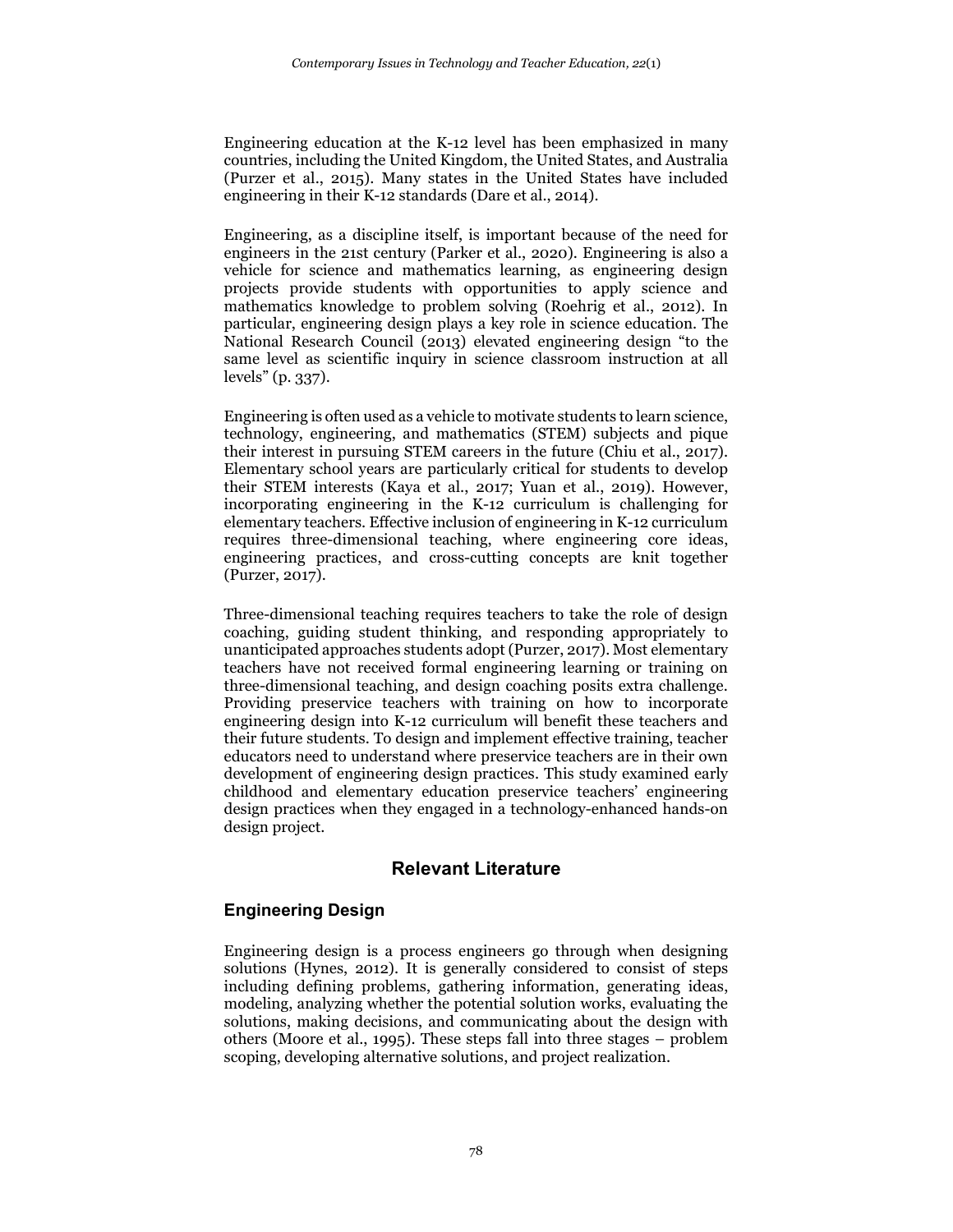Engineering education at the K-12 level has been emphasized in many countries, including the United Kingdom, the United States, and Australia (Purzer et al., 2015). Many states in the United States have included engineering in their K-12 standards (Dare et al., 2014).

Engineering, as a discipline itself, is important because of the need for engineers in the 21st century (Parker et al., 2020). Engineering is also a vehicle for science and mathematics learning, as engineering design projects provide students with opportunities to apply science and mathematics knowledge to problem solving (Roehrig et al., 2012). In particular, engineering design plays a key role in science education. The National Research Council (2013) elevated engineering design "to the same level as scientific inquiry in science classroom instruction at all levels" (p. 337).

Engineering is often used as a vehicle to motivate students to learn science, technology, engineering, and mathematics (STEM) subjects and pique their interest in pursuing STEM careers in the future (Chiu et al., 2017). Elementary school years are particularly critical for students to develop their STEM interests (Kaya et al., 2017; Yuan et al., 2019). However, incorporating engineering in the K-12 curriculum is challenging for elementary teachers. Effective inclusion of engineering in K-12 curriculum requires three-dimensional teaching, where engineering core ideas, engineering practices, and cross-cutting concepts are knit together (Purzer, 2017).

Three-dimensional teaching requires teachers to take the role of design coaching, guiding student thinking, and responding appropriately to unanticipated approaches students adopt (Purzer, 2017). Most elementary teachers have not received formal engineering learning or training on three-dimensional teaching, and design coaching posits extra challenge. Providing preservice teachers with training on how to incorporate engineering design into K-12 curriculum will benefit these teachers and their future students. To design and implement effective training, teacher educators need to understand where preservice teachers are in their own development of engineering design practices. This study examined early childhood and elementary education preservice teachers' engineering design practices when they engaged in a technology-enhanced hands-on design project.

## Relevant Literature

### Engineering Design

Engineering design is a process engineers go through when designing solutions (Hynes, 2012). It is generally considered to consist of steps including defining problems, gathering information, generating ideas, modeling, analyzing whether the potential solution works, evaluating the solutions, making decisions, and communicating about the design with others (Moore et al., 1995). These steps fall into three stages – problem scoping, developing alternative solutions, and project realization.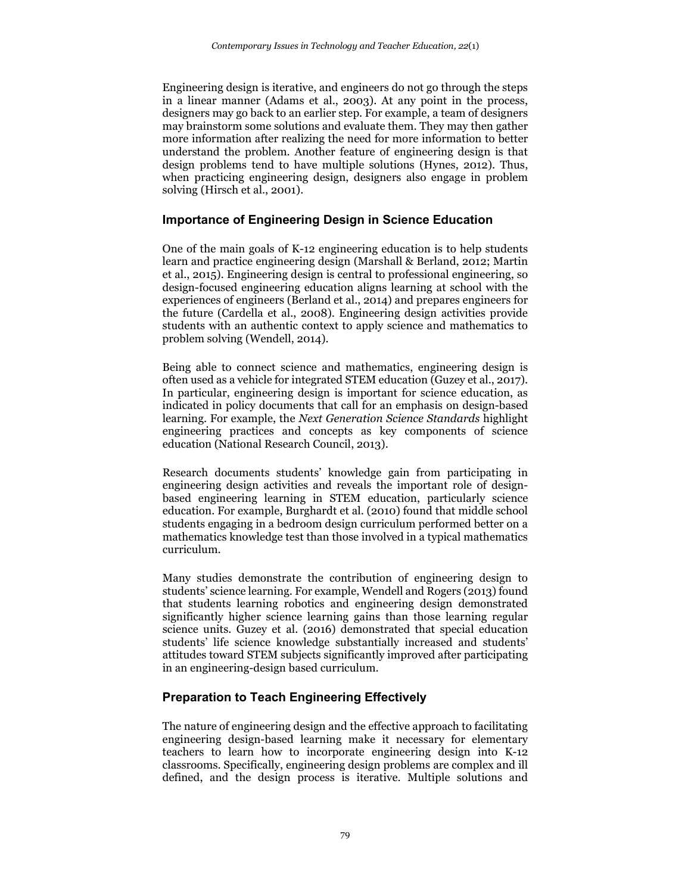Engineering design is iterative, and engineers do not go through the steps in a linear manner (Adams et al., 2003). At any point in the process, designers may go back to an earlier step. For example, a team of designers may brainstorm some solutions and evaluate them. They may then gather more information after realizing the need for more information to better understand the problem. Another feature of engineering design is that design problems tend to have multiple solutions (Hynes, 2012). Thus, when practicing engineering design, designers also engage in problem solving (Hirsch et al., 2001).

## Importance of Engineering Design in Science Education

One of the main goals of K-12 engineering education is to help students learn and practice engineering design (Marshall & Berland, 2012; Martin et al., 2015). Engineering design is central to professional engineering, so design-focused engineering education aligns learning at school with the experiences of engineers (Berland et al., 2014) and prepares engineers for the future (Cardella et al., 2008). Engineering design activities provide students with an authentic context to apply science and mathematics to problem solving (Wendell, 2014).

Being able to connect science and mathematics, engineering design is often used as a vehicle for integrated STEM education (Guzey et al., 2017). In particular, engineering design is important for science education, as indicated in policy documents that call for an emphasis on design-based learning. For example, the *Next Generation Science Standards* highlight engineering practices and concepts as key components of science education (National Research Council, 2013).

Research documents students' knowledge gain from participating in engineering design activities and reveals the important role of design-based engineering learning in STEM education, particularly science education. For example, Burghardt et al. (2010) found that middle school students engaging in a bedroom design curriculum performed better on a mathematics knowledge test than those involved in a typical mathematics curriculum.

Many studies demonstrate the contribution of engineering design to students' science learning. For example, Wendell and Rogers (2013) found that students learning robotics and engineering design demonstrated significantly higher science learning gains than those learning regular science units. Guzey et al. (2016) demonstrated that special education students' life science knowledge substantially increased and students' attitudes toward STEM subjects significantly improved after participating in an engineering-design based curriculum.

## Preparation to Teach Engineering Effectively

The nature of engineering design and the effective approach to facilitating engineering design-based learning make it necessary for elementary teachers to learn how to incorporate engineering design into K-12 classrooms. Specifically, engineering design problems are complex and ill defined, and the design process is iterative. Multiple solutions and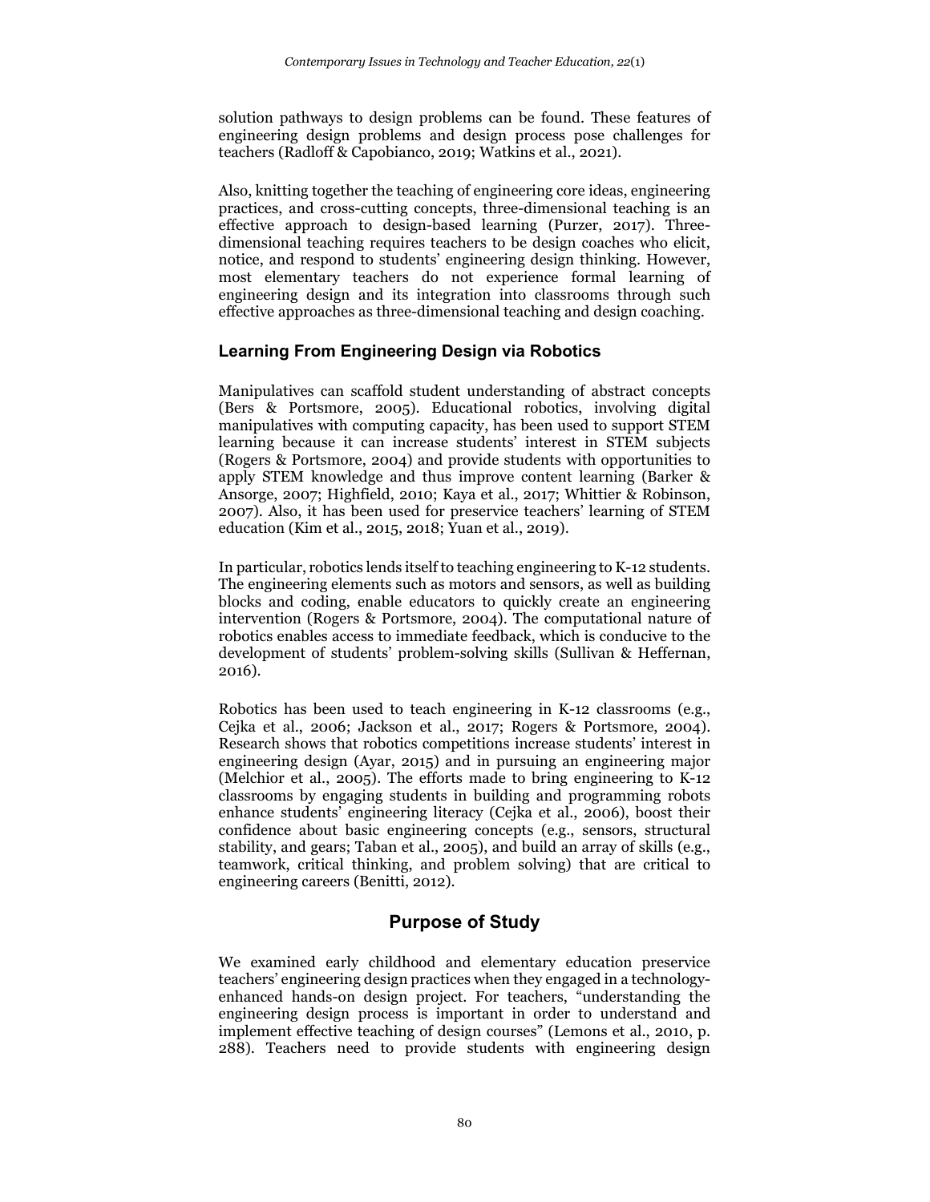solution pathways to design problems can be found. These features of engineering design problems and design process pose challenges for teachers (Radloff & Capobianco, 2019; Watkins et al., 2021).

Also, knitting together the teaching of engineering core ideas, engineering practices, and cross-cutting concepts, three-dimensional teaching is an effective approach to design-based learning (Purzer, 2017). Three-dimensional teaching requires teachers to be design coaches who elicit, notice, and respond to students' engineering design thinking. However, most elementary teachers do not experience formal learning of engineering design and its integration into classrooms through such effective approaches as three-dimensional teaching and design coaching.

### Learning From Engineering Design via Robotics

Manipulatives can scaffold student understanding of abstract concepts (Bers & Portsmore, 2005). Educational robotics, involving digital manipulatives with computing capacity, has been used to support STEM learning because it can increase students' interest in STEM subjects (Rogers & Portsmore, 2004) and provide students with opportunities to apply STEM knowledge and thus improve content learning (Barker & Ansorge, 2007; Highfield, 2010; Kaya et al., 2017; Whittier & Robinson, 2007). Also, it has been used for preservice teachers' learning of STEM education (Kim et al., 2015, 2018; Yuan et al., 2019).

In particular, robotics lends itself to teaching engineering to K-12 students. The engineering elements such as motors and sensors, as well as building blocks and coding, enable educators to quickly create an engineering intervention (Rogers & Portsmore, 2004). The computational nature of robotics enables access to immediate feedback, which is conducive to the development of students' problem-solving skills (Sullivan & Heffernan, 2016).

Robotics has been used to teach engineering in K-12 classrooms (e.g., Cejka et al., 2006; Jackson et al., 2017; Rogers & Portsmore, 2004). Research shows that robotics competitions increase students' interest in engineering design (Ayar, 2015) and in pursuing an engineering major (Melchior et al., 2005). The efforts made to bring engineering to K-12 classrooms by engaging students in building and programming robots enhance students' engineering literacy (Cejka et al., 2006), boost their confidence about basic engineering concepts (e.g., sensors, structural stability, and gears; Taban et al., 2005), and build an array of skills (e.g., teamwork, critical thinking, and problem solving) that are critical to engineering careers (Benitti, 2012).

## Purpose of Study

We examined early childhood and elementary education preservice teachers' engineering design practices when they engaged in a technology-enhanced hands-on design project. For teachers, "understanding the engineering design process is important in order to understand and implement effective teaching of design courses" (Lemons et al., 2010, p. 288). Teachers need to provide students with engineering design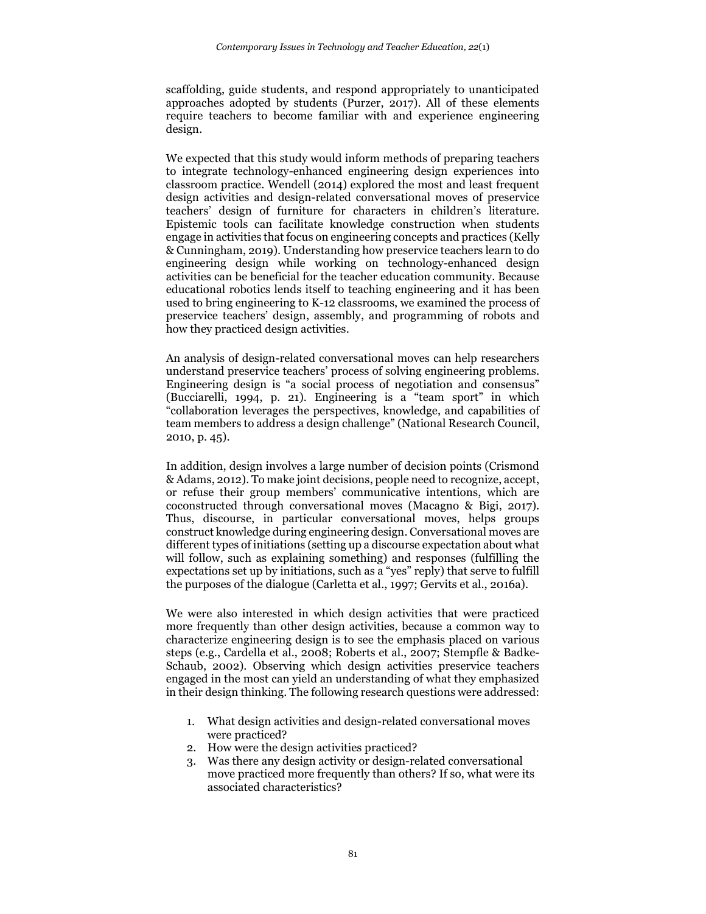scaffolding, guide students, and respond appropriately to unanticipated approaches adopted by students (Purzer, 2017). All of these elements require teachers to become familiar with and experience engineering design.

We expected that this study would inform methods of preparing teachers to integrate technology-enhanced engineering design experiences into classroom practice. Wendell (2014) explored the most and least frequent design activities and design-related conversational moves of preservice teachers' design of furniture for characters in children's literature. Epistemic tools can facilitate knowledge construction when students engage in activities that focus on engineering concepts and practices (Kelly & Cunningham, 2019). Understanding how preservice teachers learn to do engineering design while working on technology-enhanced design activities can be beneficial for the teacher education community. Because educational robotics lends itself to teaching engineering and it has been used to bring engineering to K-12 classrooms, we examined the process of preservice teachers' design, assembly, and programming of robots and how they practiced design activities.

An analysis of design-related conversational moves can help researchers understand preservice teachers' process of solving engineering problems. Engineering design is "a social process of negotiation and consensus" (Bucciarelli, 1994, p. 21). Engineering is a "team sport" in which "collaboration leverages the perspectives, knowledge, and capabilities of team members to address a design challenge" (National Research Council, 2010, p. 45).

In addition, design involves a large number of decision points (Crismond & Adams, 2012). To make joint decisions, people need to recognize, accept, or refuse their group members' communicative intentions, which are coconstructed through conversational moves (Macagno & Bigi, 2017). Thus, discourse, in particular conversational moves, helps groups construct knowledge during engineering design. Conversational moves are different types of initiations (setting up a discourse expectation about what will follow, such as explaining something) and responses (fulfilling the expectations set up by initiations, such as a "yes" reply) that serve to fulfill the purposes of the dialogue (Carletta et al., 1997; Gervits et al., 2016a).

We were also interested in which design activities that were practiced more frequently than other design activities, because a common way to characterize engineering design is to see the emphasis placed on various steps (e.g., Cardella et al., 2008; Roberts et al., 2007; Stempfle & Badke-Schaub, 2002). Observing which design activities preservice teachers engaged in the most can yield an understanding of what they emphasized in their design thinking. The following research questions were addressed:

1. What design activities and design-related conversational moves were practiced?
2. How were the design activities practiced?
3. Was there any design activity or design-related conversational move practiced more frequently than others? If so, what were its associated characteristics?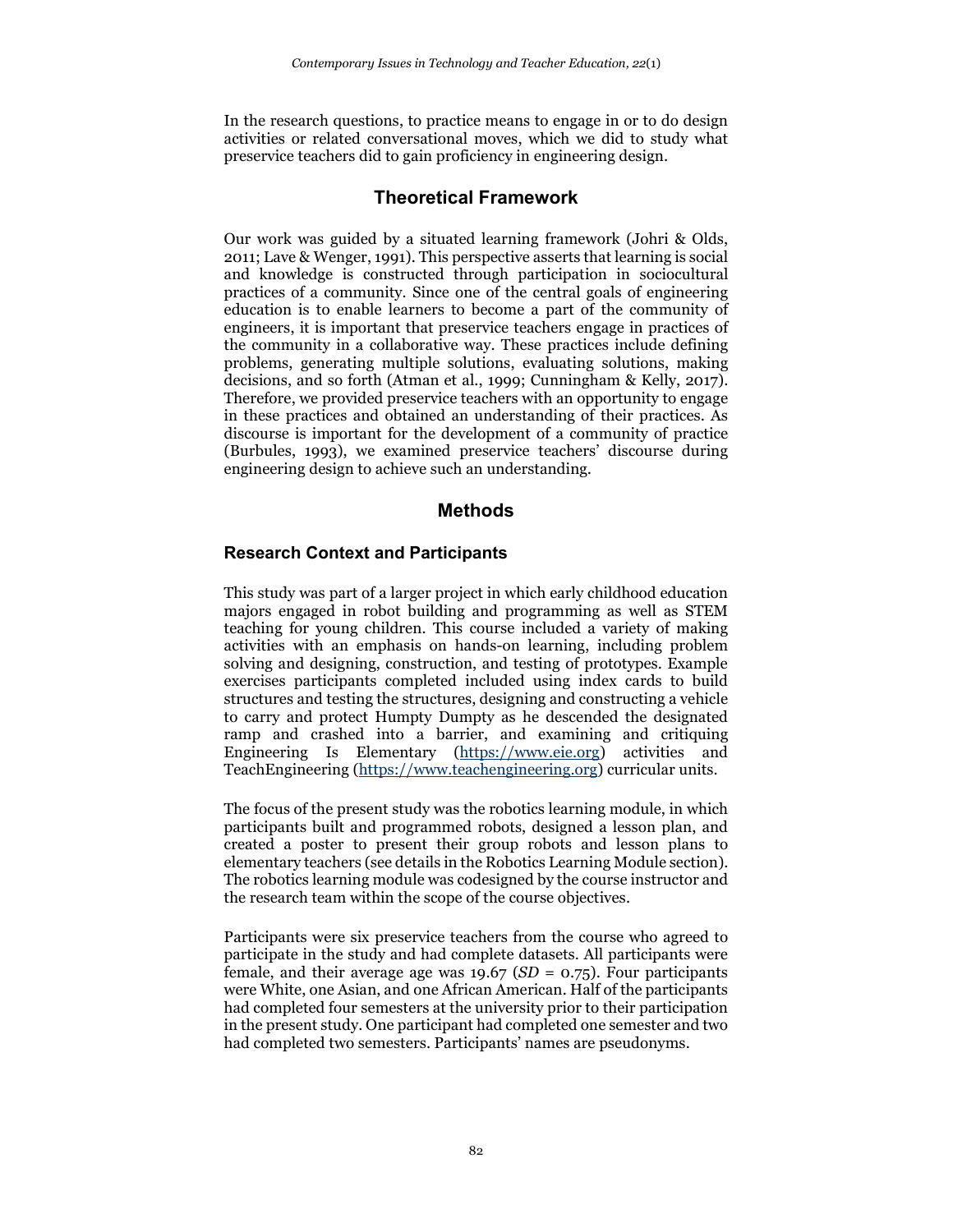In the research questions, to practice means to engage in or to do design activities or related conversational moves, which we did to study what preservice teachers did to gain proficiency in engineering design.

## Theoretical Framework

Our work was guided by a situated learning framework (Johri & Olds, 2011; Lave & Wenger, 1991). This perspective asserts that learning is social and knowledge is constructed through participation in sociocultural practices of a community. Since one of the central goals of engineering education is to enable learners to become a part of the community of engineers, it is important that preservice teachers engage in practices of the community in a collaborative way. These practices include defining problems, generating multiple solutions, evaluating solutions, making decisions, and so forth (Atman et al., 1999; Cunningham & Kelly, 2017). Therefore, we provided preservice teachers with an opportunity to engage in these practices and obtained an understanding of their practices. As discourse is important for the development of a community of practice (Burbules, 1993), we examined preservice teachers' discourse during engineering design to achieve such an understanding.

## Methods

### Research Context and Participants

This study was part of a larger project in which early childhood education majors engaged in robot building and programming as well as STEM teaching for young children. This course included a variety of making activities with an emphasis on hands-on learning, including problem solving and designing, construction, and testing of prototypes. Example exercises participants completed included using index cards to build structures and testing the structures, designing and constructing a vehicle to carry and protect Humpty Dumpty as he descended the designated ramp and crashed into a barrier, and examining and critiquing Engineering Is Elementary (https://www.eie.org) activities and TeachEngineering (https://www.teachengineering.org) curricular units.

The focus of the present study was the robotics learning module, in which participants built and programmed robots, designed a lesson plan, and created a poster to present their group robots and lesson plans to elementary teachers (see details in the Robotics Learning Module section). The robotics learning module was codesigned by the course instructor and the research team within the scope of the course objectives.

Participants were six preservice teachers from the course who agreed to participate in the study and had complete datasets. All participants were female, and their average age was 19.67 ($SD$ = 0.75). Four participants were White, one Asian, and one African American. Half of the participants had completed four semesters at the university prior to their participation in the present study. One participant had completed one semester and two had completed two semesters. Participants' names are pseudonyms.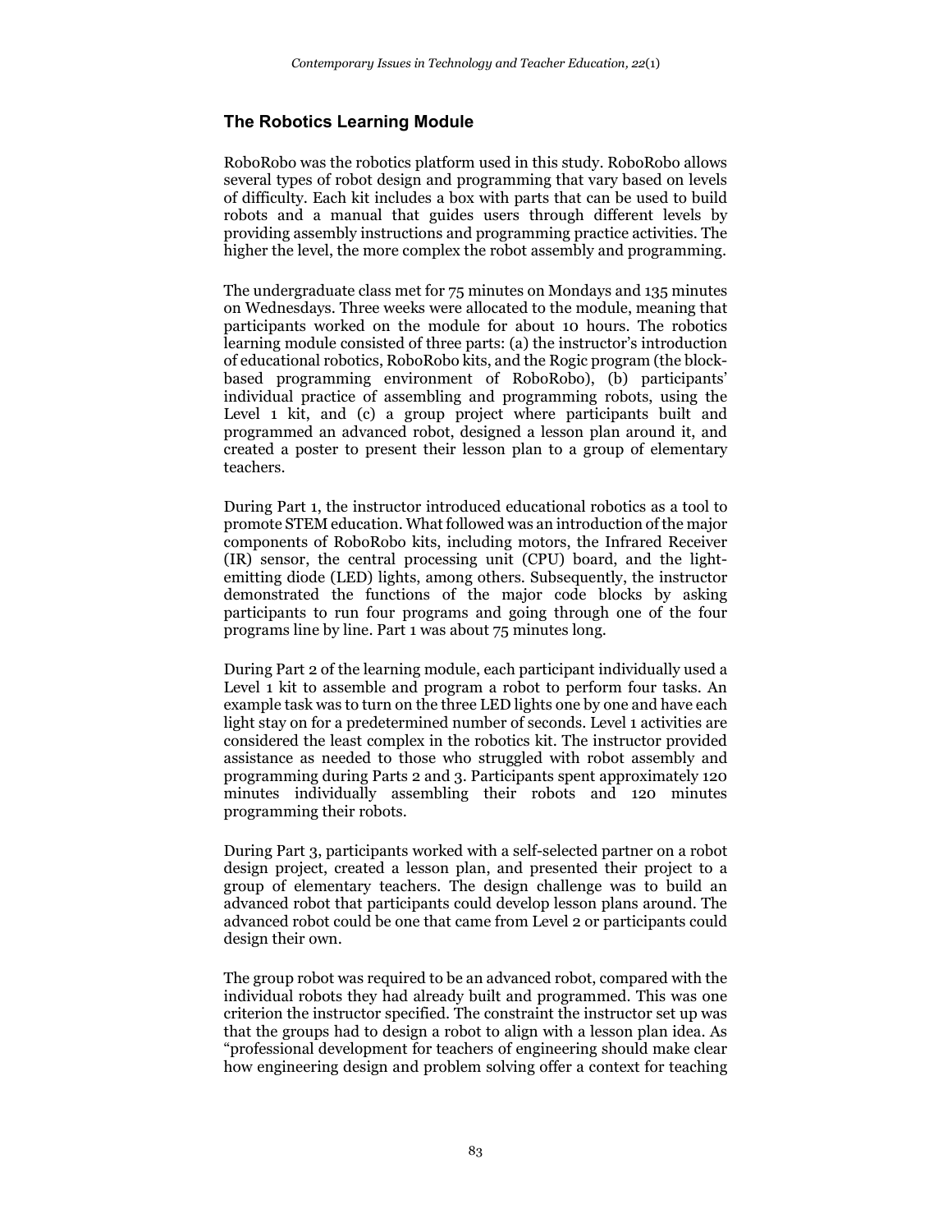## The Robotics Learning Module

RoboRobo was the robotics platform used in this study. RoboRobo allows several types of robot design and programming that vary based on levels of difficulty. Each kit includes a box with parts that can be used to build robots and a manual that guides users through different levels by providing assembly instructions and programming practice activities. The higher the level, the more complex the robot assembly and programming.

The undergraduate class met for 75 minutes on Mondays and 135 minutes on Wednesdays. Three weeks were allocated to the module, meaning that participants worked on the module for about 10 hours. The robotics learning module consisted of three parts: (a) the instructor's introduction of educational robotics, RoboRobo kits, and the Rogic program (the block-based programming environment of RoboRobo), (b) participants' individual practice of assembling and programming robots, using the Level 1 kit, and (c) a group project where participants built and programmed an advanced robot, designed a lesson plan around it, and created a poster to present their lesson plan to a group of elementary teachers.

During Part 1, the instructor introduced educational robotics as a tool to promote STEM education. What followed was an introduction of the major components of RoboRobo kits, including motors, the Infrared Receiver (IR) sensor, the central processing unit (CPU) board, and the light-emitting diode (LED) lights, among others. Subsequently, the instructor demonstrated the functions of the major code blocks by asking participants to run four programs and going through one of the four programs line by line. Part 1 was about 75 minutes long.

During Part 2 of the learning module, each participant individually used a Level 1 kit to assemble and program a robot to perform four tasks. An example task was to turn on the three LED lights one by one and have each light stay on for a predetermined number of seconds. Level 1 activities are considered the least complex in the robotics kit. The instructor provided assistance as needed to those who struggled with robot assembly and programming during Parts 2 and 3. Participants spent approximately 120 minutes individually assembling their robots and 120 minutes programming their robots.

During Part 3, participants worked with a self-selected partner on a robot design project, created a lesson plan, and presented their project to a group of elementary teachers. The design challenge was to build an advanced robot that participants could develop lesson plans around. The advanced robot could be one that came from Level 2 or participants could design their own.

The group robot was required to be an advanced robot, compared with the individual robots they had already built and programmed. This was one criterion the instructor specified. The constraint the instructor set up was that the groups had to design a robot to align with a lesson plan idea. As "professional development for teachers of engineering should make clear how engineering design and problem solving offer a context for teaching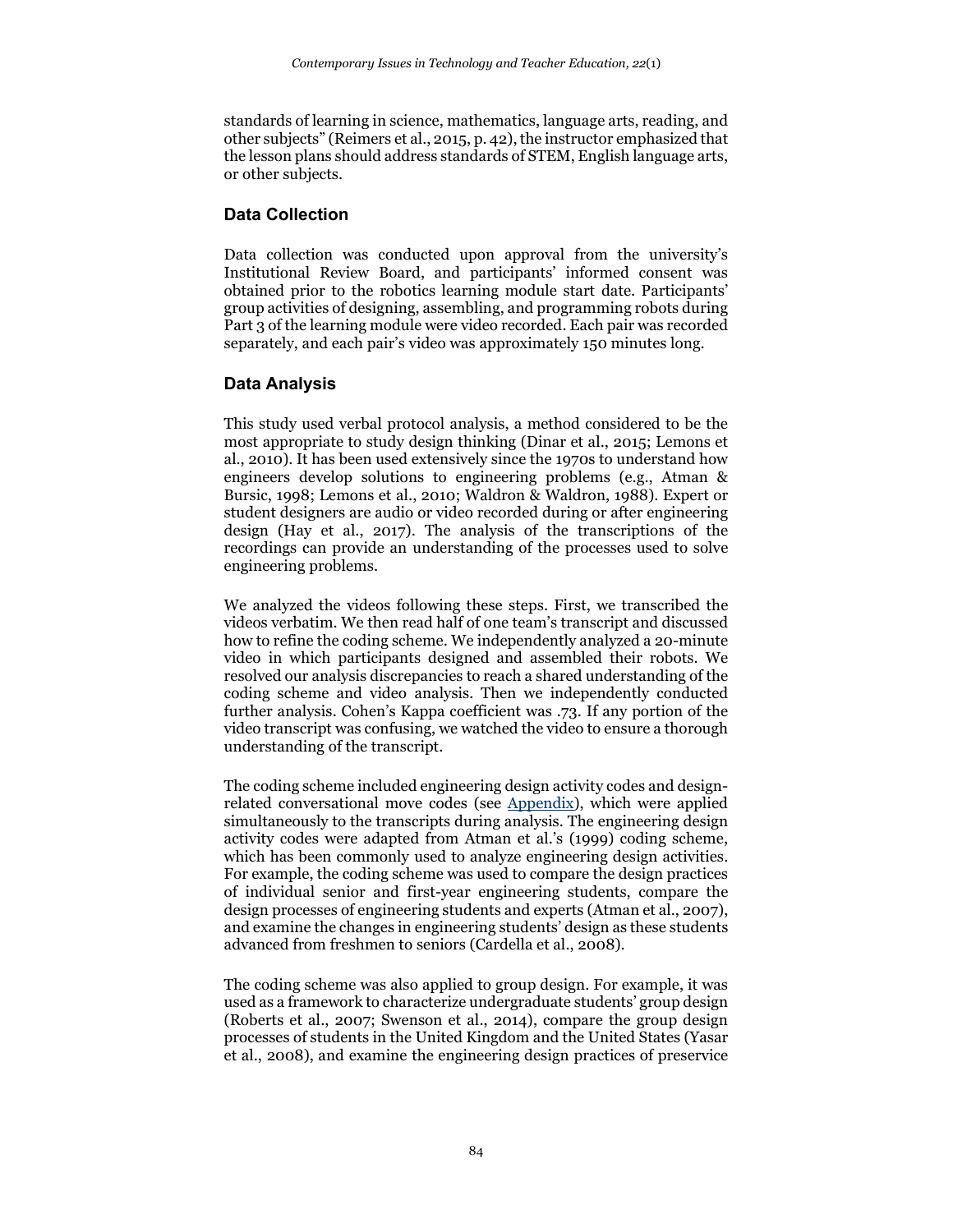standards of learning in science, mathematics, language arts, reading, and other subjects" (Reimers et al., 2015, p. 42), the instructor emphasized that the lesson plans should address standards of STEM, English language arts, or other subjects.

## Data Collection

Data collection was conducted upon approval from the university's Institutional Review Board, and participants' informed consent was obtained prior to the robotics learning module start date. Participants' group activities of designing, assembling, and programming robots during Part 3 of the learning module were video recorded. Each pair was recorded separately, and each pair's video was approximately 150 minutes long.

## Data Analysis

This study used verbal protocol analysis, a method considered to be the most appropriate to study design thinking (Dinar et al., 2015; Lemons et al., 2010). It has been used extensively since the 1970s to understand how engineers develop solutions to engineering problems (e.g., Atman & Bursic, 1998; Lemons et al., 2010; Waldron & Waldron, 1988). Expert or student designers are audio or video recorded during or after engineering design (Hay et al., 2017). The analysis of the transcriptions of the recordings can provide an understanding of the processes used to solve engineering problems.

We analyzed the videos following these steps. First, we transcribed the videos verbatim. We then read half of one team's transcript and discussed how to refine the coding scheme. We independently analyzed a 20-minute video in which participants designed and assembled their robots. We resolved our analysis discrepancies to reach a shared understanding of the coding scheme and video analysis. Then we independently conducted further analysis. Cohen's Kappa coefficient was .73. If any portion of the video transcript was confusing, we watched the video to ensure a thorough understanding of the transcript.

The coding scheme included engineering design activity codes and design-related conversational move codes (see Appendix), which were applied simultaneously to the transcripts during analysis. The engineering design activity codes were adapted from Atman et al.'s (1999) coding scheme, which has been commonly used to analyze engineering design activities. For example, the coding scheme was used to compare the design practices of individual senior and first-year engineering students, compare the design processes of engineering students and experts (Atman et al., 2007), and examine the changes in engineering students' design as these students advanced from freshmen to seniors (Cardella et al., 2008).

The coding scheme was also applied to group design. For example, it was used as a framework to characterize undergraduate students' group design (Roberts et al., 2007; Swenson et al., 2014), compare the group design processes of students in the United Kingdom and the United States (Yasar et al., 2008), and examine the engineering design practices of preservice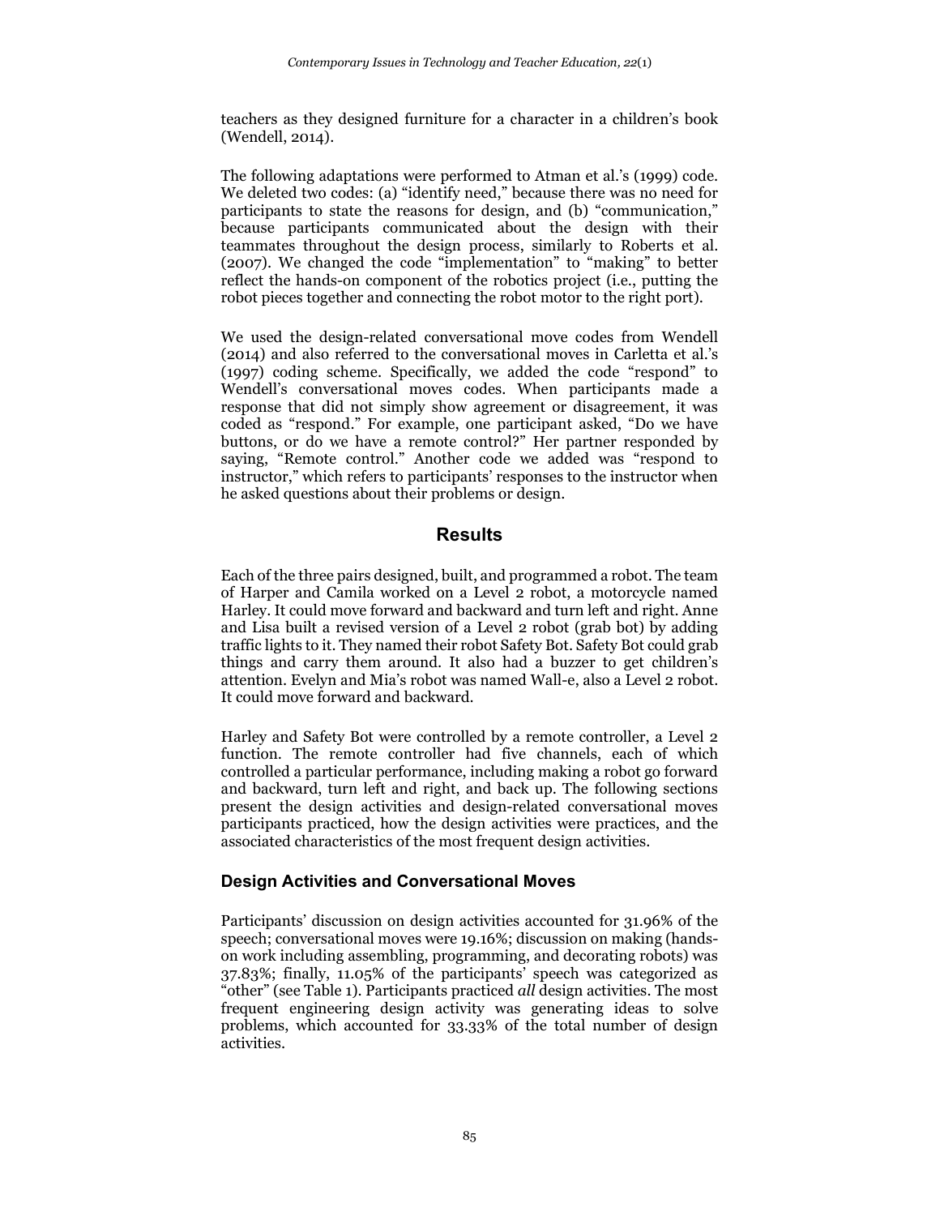teachers as they designed furniture for a character in a children's book (Wendell, 2014).

The following adaptations were performed to Atman et al.'s (1999) code. We deleted two codes: (a) "identify need," because there was no need for participants to state the reasons for design, and (b) "communication," because participants communicated about the design with their teammates throughout the design process, similarly to Roberts et al. (2007). We changed the code "implementation" to "making" to better reflect the hands-on component of the robotics project (i.e., putting the robot pieces together and connecting the robot motor to the right port).

We used the design-related conversational move codes from Wendell (2014) and also referred to the conversational moves in Carletta et al.'s (1997) coding scheme. Specifically, we added the code "respond" to Wendell's conversational moves codes. When participants made a response that did not simply show agreement or disagreement, it was coded as "respond." For example, one participant asked, "Do we have buttons, or do we have a remote control?" Her partner responded by saying, "Remote control." Another code we added was "respond to instructor," which refers to participants' responses to the instructor when he asked questions about their problems or design.

## Results

Each of the three pairs designed, built, and programmed a robot. The team of Harper and Camila worked on a Level 2 robot, a motorcycle named Harley. It could move forward and backward and turn left and right. Anne and Lisa built a revised version of a Level 2 robot (grab bot) by adding traffic lights to it. They named their robot Safety Bot. Safety Bot could grab things and carry them around. It also had a buzzer to get children's attention. Evelyn and Mia's robot was named Wall-e, also a Level 2 robot. It could move forward and backward.

Harley and Safety Bot were controlled by a remote controller, a Level 2 function. The remote controller had five channels, each of which controlled a particular performance, including making a robot go forward and backward, turn left and right, and back up. The following sections present the design activities and design-related conversational moves participants practiced, how the design activities were practices, and the associated characteristics of the most frequent design activities.

### Design Activities and Conversational Moves

Participants' discussion on design activities accounted for 31.96% of the speech; conversational moves were 19.16%; discussion on making (hands-on work including assembling, programming, and decorating robots) was 37.83%; finally, 11.05% of the participants' speech was categorized as "other" (see Table 1). Participants practiced *all* design activities. The most frequent engineering design activity was generating ideas to solve problems, which accounted for 33.33% of the total number of design activities.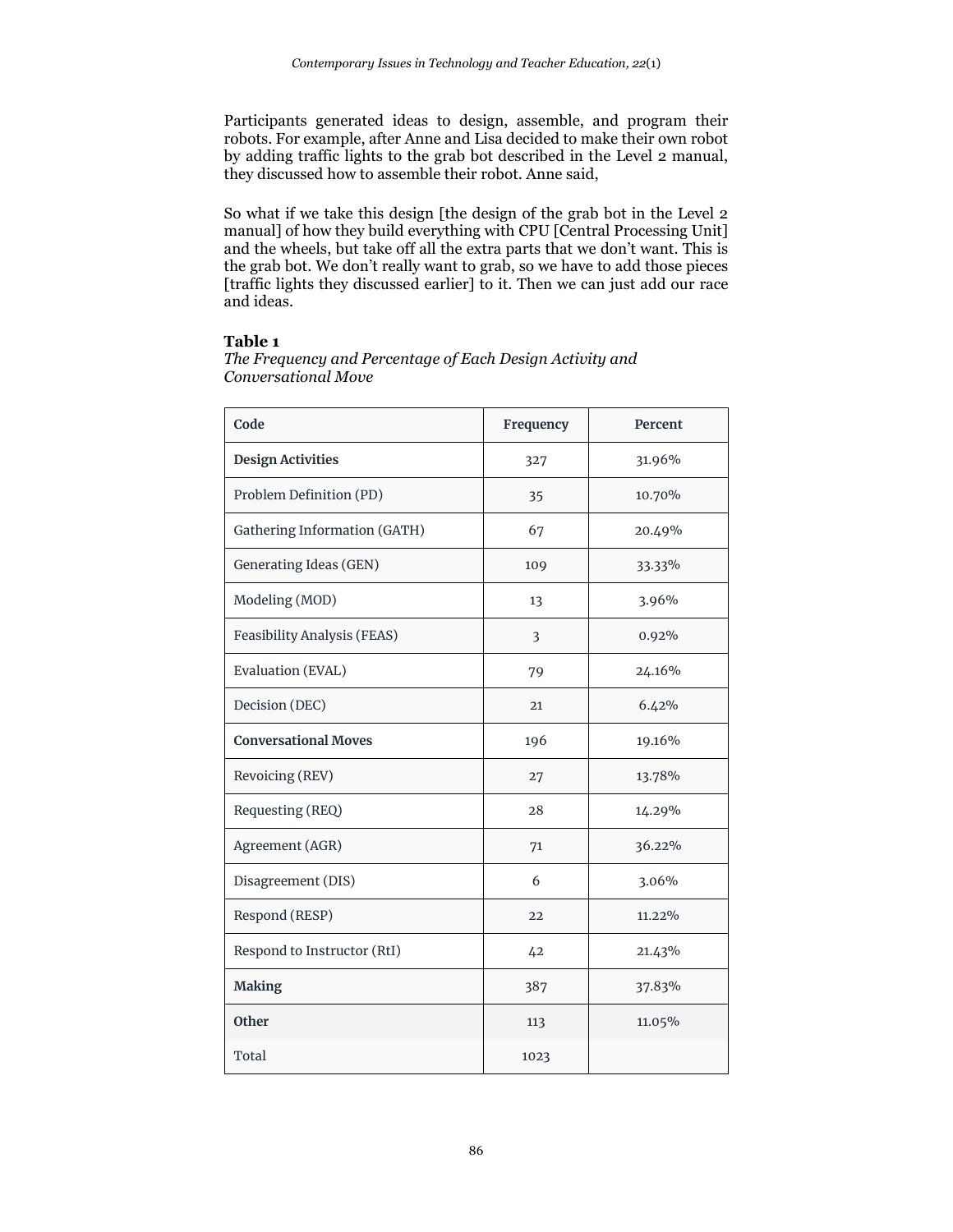Participants generated ideas to design, assemble, and program their robots. For example, after Anne and Lisa decided to make their own robot by adding traffic lights to the grab bot described in the Level 2 manual, they discussed how to assemble their robot. Anne said,

> So what if we take this design [the design of the grab bot in the Level 2 manual] of how they build everything with CPU [Central Processing Unit] and the wheels, but take off all the extra parts that we don't want. This is the grab bot. We don't really want to grab, so we have to add those pieces [traffic lights they discussed earlier] to it. Then we can just add our race and ideas.

**Table 1**

*The Frequency and Percentage of Each Design Activity and Conversational Move*

| Code | Frequency | Percent |
|---|---|---|
| **Design Activities** | 327 | 31.96% |
| Problem Definition (PD) | 35 | 10.70% |
| Gathering Information (GATH) | 67 | 20.49% |
| Generating Ideas (GEN) | 109 | 33.33% |
| Modeling (MOD) | 13 | 3.96% |
| Feasibility Analysis (FEAS) | 3 | 0.92% |
| Evaluation (EVAL) | 79 | 24.16% |
| Decision (DEC) | 21 | 6.42% |
| **Conversational Moves** | 196 | 19.16% |
| Revoicing (REV) | 27 | 13.78% |
| Requesting (REQ) | 28 | 14.29% |
| Agreement (AGR) | 71 | 36.22% |
| Disagreement (DIS) | 6 | 3.06% |
| Respond (RESP) | 22 | 11.22% |
| Respond to Instructor (RtI) | 42 | 21.43% |
| **Making** | 387 | 37.83% |
| **Other** | 113 | 11.05% |
| Total | 1023 | |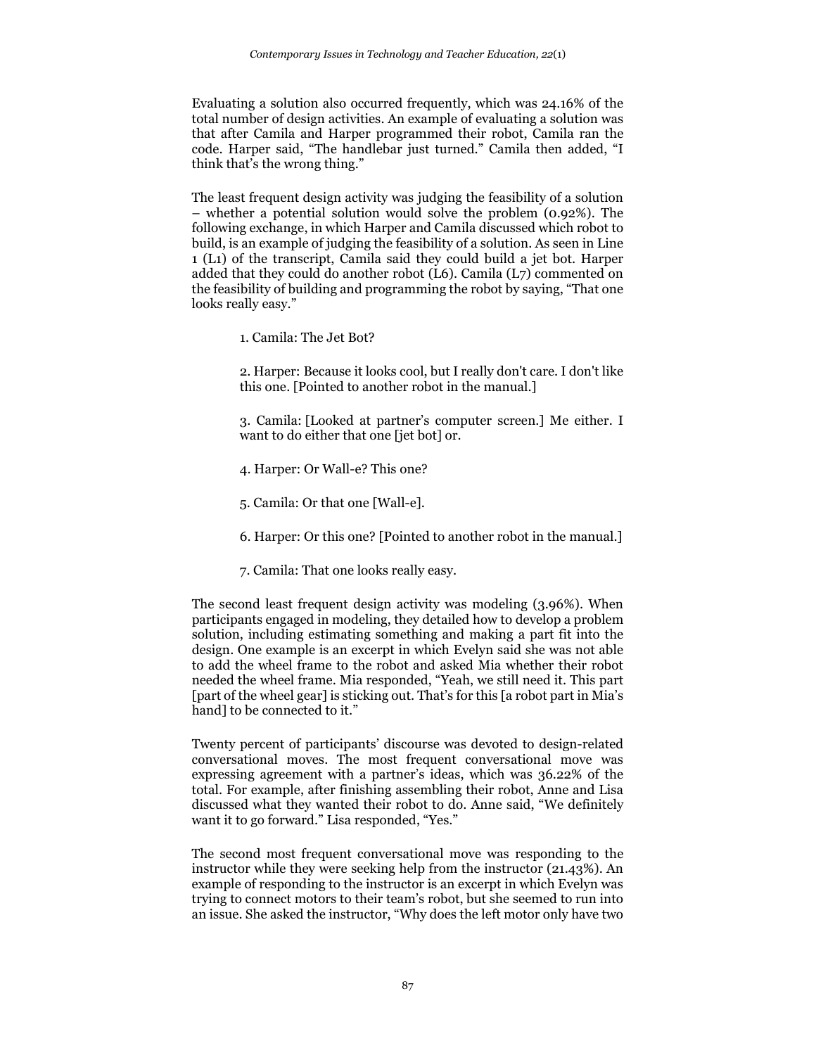Evaluating a solution also occurred frequently, which was 24.16% of the total number of design activities. An example of evaluating a solution was that after Camila and Harper programmed their robot, Camila ran the code. Harper said, "The handlebar just turned." Camila then added, "I think that's the wrong thing."

The least frequent design activity was judging the feasibility of a solution – whether a potential solution would solve the problem (0.92%). The following exchange, in which Harper and Camila discussed which robot to build, is an example of judging the feasibility of a solution. As seen in Line 1 (L1) of the transcript, Camila said they could build a jet bot. Harper added that they could do another robot (L6). Camila (L7) commented on the feasibility of building and programming the robot by saying, "That one looks really easy."

> 1. Camila: The Jet Bot?
>
> 2. Harper: Because it looks cool, but I really don't care. I don't like this one. [Pointed to another robot in the manual.]
>
> 3. Camila: [Looked at partner's computer screen.] Me either. I want to do either that one [jet bot] or.
>
> 4. Harper: Or Wall-e? This one?
>
> 5. Camila: Or that one [Wall-e].
>
> 6. Harper: Or this one? [Pointed to another robot in the manual.]
>
> 7. Camila: That one looks really easy.

The second least frequent design activity was modeling (3.96%). When participants engaged in modeling, they detailed how to develop a problem solution, including estimating something and making a part fit into the design. One example is an excerpt in which Evelyn said she was not able to add the wheel frame to the robot and asked Mia whether their robot needed the wheel frame. Mia responded, "Yeah, we still need it. This part [part of the wheel gear] is sticking out. That's for this [a robot part in Mia's hand] to be connected to it."

Twenty percent of participants' discourse was devoted to design-related conversational moves. The most frequent conversational move was expressing agreement with a partner's ideas, which was 36.22% of the total. For example, after finishing assembling their robot, Anne and Lisa discussed what they wanted their robot to do. Anne said, "We definitely want it to go forward." Lisa responded, "Yes."

The second most frequent conversational move was responding to the instructor while they were seeking help from the instructor (21.43%). An example of responding to the instructor is an excerpt in which Evelyn was trying to connect motors to their team's robot, but she seemed to run into an issue. She asked the instructor, "Why does the left motor only have two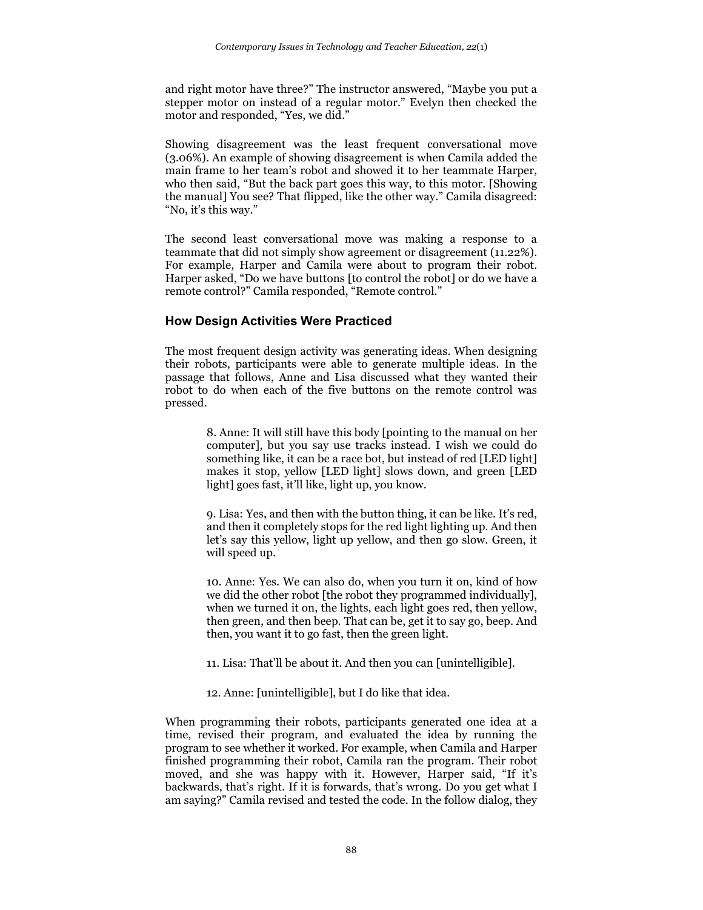and right motor have three?" The instructor answered, "Maybe you put a stepper motor on instead of a regular motor." Evelyn then checked the motor and responded, "Yes, we did."

Showing disagreement was the least frequent conversational move (3.06%). An example of showing disagreement is when Camila added the main frame to her team's robot and showed it to her teammate Harper, who then said, "But the back part goes this way, to this motor. [Showing the manual] You see? That flipped, like the other way." Camila disagreed: "No, it's this way."

The second least conversational move was making a response to a teammate that did not simply show agreement or disagreement (11.22%). For example, Harper and Camila were about to program their robot. Harper asked, "Do we have buttons [to control the robot] or do we have a remote control?" Camila responded, "Remote control."

## How Design Activities Were Practiced

The most frequent design activity was generating ideas. When designing their robots, participants were able to generate multiple ideas. In the passage that follows, Anne and Lisa discussed what they wanted their robot to do when each of the five buttons on the remote control was pressed.

> 8. Anne: It will still have this body [pointing to the manual on her computer], but you say use tracks instead. I wish we could do something like, it can be a race bot, but instead of red [LED light] makes it stop, yellow [LED light] slows down, and green [LED light] goes fast, it'll like, light up, you know.
>
> 9. Lisa: Yes, and then with the button thing, it can be like. It's red, and then it completely stops for the red light lighting up. And then let's say this yellow, light up yellow, and then go slow. Green, it will speed up.
>
> 10. Anne: Yes. We can also do, when you turn it on, kind of how we did the other robot [the robot they programmed individually], when we turned it on, the lights, each light goes red, then yellow, then green, and then beep. That can be, get it to say go, beep. And then, you want it to go fast, then the green light.
>
> 11. Lisa: That'll be about it. And then you can [unintelligible].
>
> 12. Anne: [unintelligible], but I do like that idea.

When programming their robots, participants generated one idea at a time, revised their program, and evaluated the idea by running the program to see whether it worked. For example, when Camila and Harper finished programming their robot, Camila ran the program. Their robot moved, and she was happy with it. However, Harper said, "If it's backwards, that's right. If it is forwards, that's wrong. Do you get what I am saying?" Camila revised and tested the code. In the follow dialog, they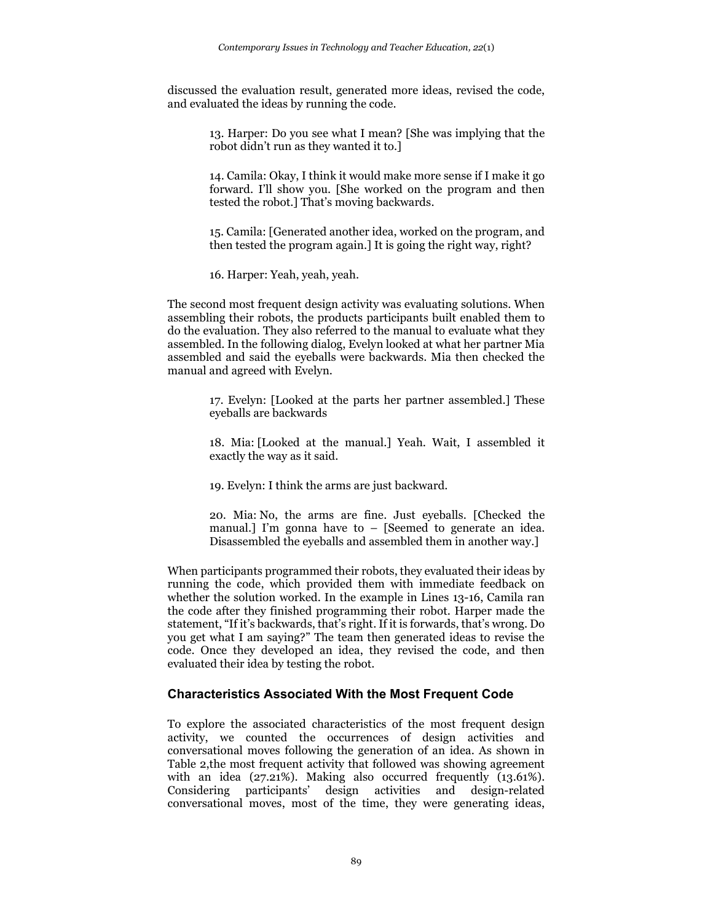discussed the evaluation result, generated more ideas, revised the code, and evaluated the ideas by running the code.

> 13. Harper: Do you see what I mean? [She was implying that the robot didn't run as they wanted it to.]
>
> 14. Camila: Okay, I think it would make more sense if I make it go forward. I'll show you. [She worked on the program and then tested the robot.] That's moving backwards.
>
> 15. Camila: [Generated another idea, worked on the program, and then tested the program again.] It is going the right way, right?
>
> 16. Harper: Yeah, yeah, yeah.

The second most frequent design activity was evaluating solutions. When assembling their robots, the products participants built enabled them to do the evaluation. They also referred to the manual to evaluate what they assembled. In the following dialog, Evelyn looked at what her partner Mia assembled and said the eyeballs were backwards. Mia then checked the manual and agreed with Evelyn.

> 17. Evelyn: [Looked at the parts her partner assembled.] These eyeballs are backwards
>
> 18. Mia: [Looked at the manual.] Yeah. Wait, I assembled it exactly the way as it said.
>
> 19. Evelyn: I think the arms are just backward.
>
> 20. Mia: No, the arms are fine. Just eyeballs. [Checked the manual.] I'm gonna have to – [Seemed to generate an idea. Disassembled the eyeballs and assembled them in another way.]

When participants programmed their robots, they evaluated their ideas by running the code, which provided them with immediate feedback on whether the solution worked. In the example in Lines 13-16, Camila ran the code after they finished programming their robot. Harper made the statement, "If it's backwards, that's right. If it is forwards, that's wrong. Do you get what I am saying?" The team then generated ideas to revise the code. Once they developed an idea, they revised the code, and then evaluated their idea by testing the robot.

### Characteristics Associated With the Most Frequent Code

To explore the associated characteristics of the most frequent design activity, we counted the occurrences of design activities and conversational moves following the generation of an idea. As shown in Table 2,the most frequent activity that followed was showing agreement with an idea (27.21%). Making also occurred frequently (13.61%). Considering participants' design activities and design-related conversational moves, most of the time, they were generating ideas,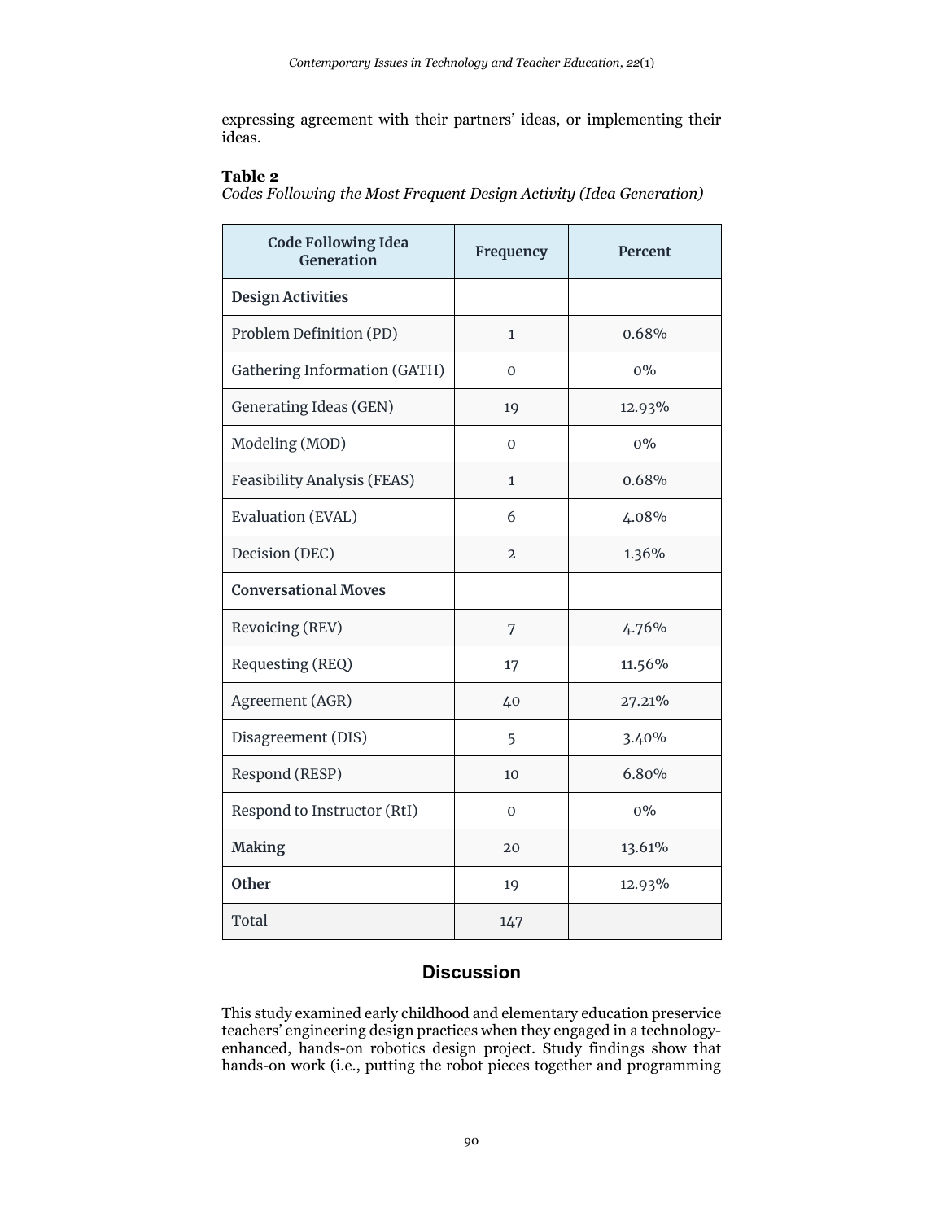expressing agreement with their partners' ideas, or implementing their ideas.

**Table 2**
*Codes Following the Most Frequent Design Activity (Idea Generation)*

| Code Following Idea Generation | Frequency | Percent |
|---|---|---|
| **Design Activities** | | |
| Problem Definition (PD) | 1 | 0.68% |
| Gathering Information (GATH) | 0 | 0% |
| Generating Ideas (GEN) | 19 | 12.93% |
| Modeling (MOD) | 0 | 0% |
| Feasibility Analysis (FEAS) | 1 | 0.68% |
| Evaluation (EVAL) | 6 | 4.08% |
| Decision (DEC) | 2 | 1.36% |
| **Conversational Moves** | | |
| Revoicing (REV) | 7 | 4.76% |
| Requesting (REQ) | 17 | 11.56% |
| Agreement (AGR) | 40 | 27.21% |
| Disagreement (DIS) | 5 | 3.40% |
| Respond (RESP) | 10 | 6.80% |
| Respond to Instructor (RtI) | 0 | 0% |
| **Making** | 20 | 13.61% |
| **Other** | 19 | 12.93% |
| Total | 147 | |

## Discussion

This study examined early childhood and elementary education preservice teachers' engineering design practices when they engaged in a technology-enhanced, hands-on robotics design project. Study findings show that hands-on work (i.e., putting the robot pieces together and programming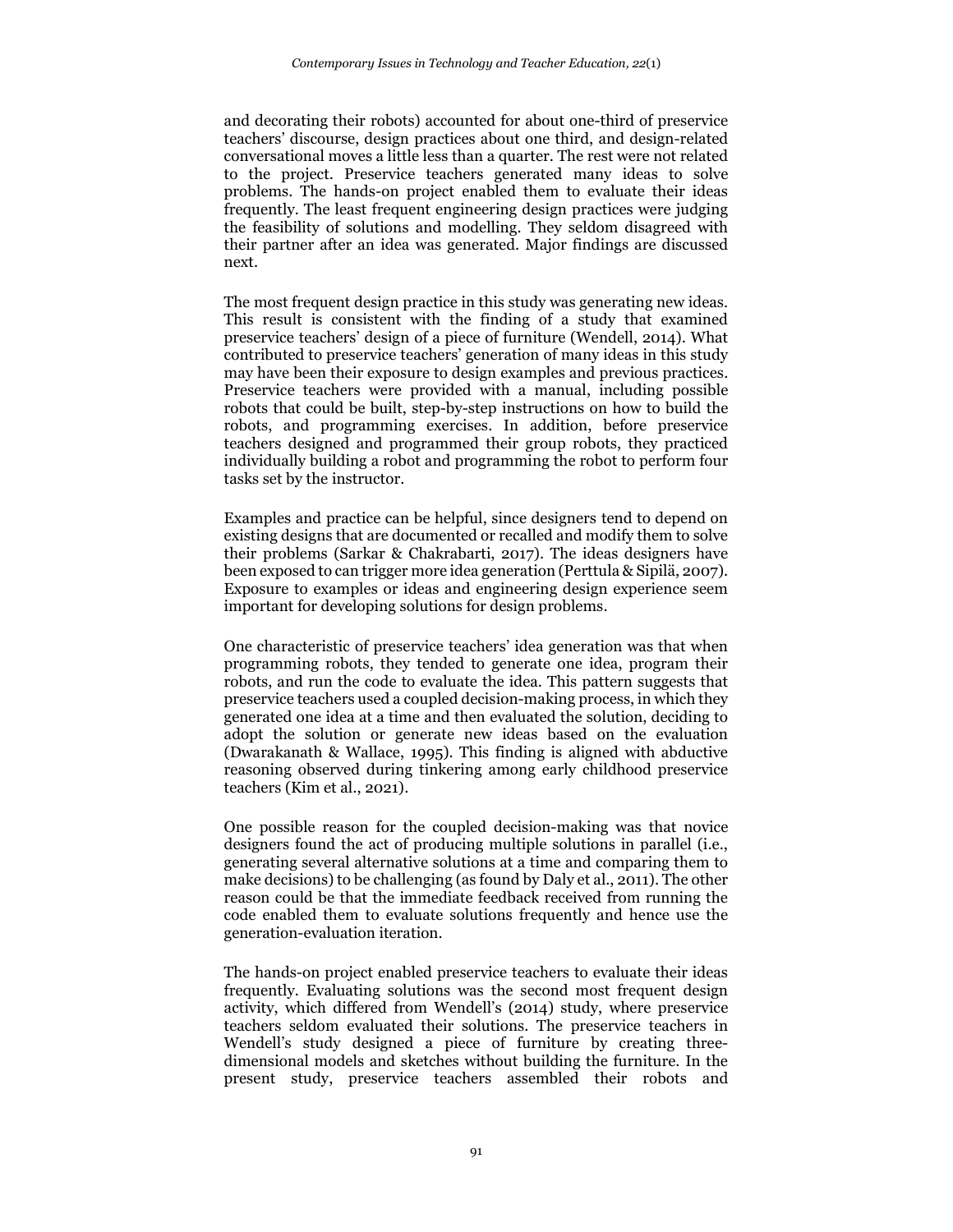and decorating their robots) accounted for about one-third of preservice teachers' discourse, design practices about one third, and design-related conversational moves a little less than a quarter. The rest were not related to the project. Preservice teachers generated many ideas to solve problems. The hands-on project enabled them to evaluate their ideas frequently. The least frequent engineering design practices were judging the feasibility of solutions and modelling. They seldom disagreed with their partner after an idea was generated. Major findings are discussed next.

The most frequent design practice in this study was generating new ideas. This result is consistent with the finding of a study that examined preservice teachers' design of a piece of furniture (Wendell, 2014). What contributed to preservice teachers' generation of many ideas in this study may have been their exposure to design examples and previous practices. Preservice teachers were provided with a manual, including possible robots that could be built, step-by-step instructions on how to build the robots, and programming exercises. In addition, before preservice teachers designed and programmed their group robots, they practiced individually building a robot and programming the robot to perform four tasks set by the instructor.

Examples and practice can be helpful, since designers tend to depend on existing designs that are documented or recalled and modify them to solve their problems (Sarkar & Chakrabarti, 2017). The ideas designers have been exposed to can trigger more idea generation (Perttula & Sipilä, 2007). Exposure to examples or ideas and engineering design experience seem important for developing solutions for design problems.

One characteristic of preservice teachers' idea generation was that when programming robots, they tended to generate one idea, program their robots, and run the code to evaluate the idea. This pattern suggests that preservice teachers used a coupled decision-making process, in which they generated one idea at a time and then evaluated the solution, deciding to adopt the solution or generate new ideas based on the evaluation (Dwarakanath & Wallace, 1995). This finding is aligned with abductive reasoning observed during tinkering among early childhood preservice teachers (Kim et al., 2021).

One possible reason for the coupled decision-making was that novice designers found the act of producing multiple solutions in parallel (i.e., generating several alternative solutions at a time and comparing them to make decisions) to be challenging (as found by Daly et al., 2011). The other reason could be that the immediate feedback received from running the code enabled them to evaluate solutions frequently and hence use the generation-evaluation iteration.

The hands-on project enabled preservice teachers to evaluate their ideas frequently. Evaluating solutions was the second most frequent design activity, which differed from Wendell's (2014) study, where preservice teachers seldom evaluated their solutions. The preservice teachers in Wendell's study designed a piece of furniture by creating three-dimensional models and sketches without building the furniture. In the present study, preservice teachers assembled their robots and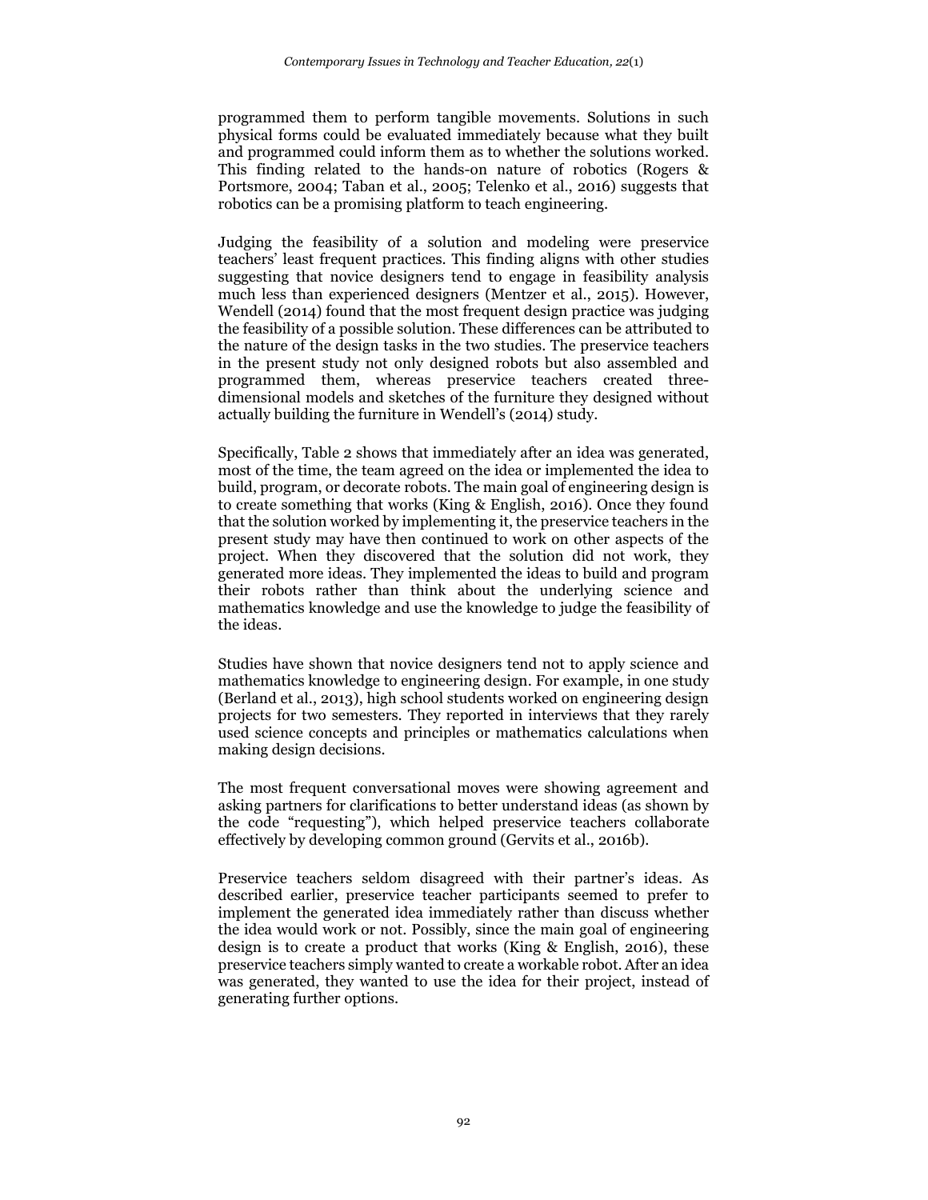programmed them to perform tangible movements. Solutions in such physical forms could be evaluated immediately because what they built and programmed could inform them as to whether the solutions worked. This finding related to the hands-on nature of robotics (Rogers & Portsmore, 2004; Taban et al., 2005; Telenko et al., 2016) suggests that robotics can be a promising platform to teach engineering.

Judging the feasibility of a solution and modeling were preservice teachers' least frequent practices. This finding aligns with other studies suggesting that novice designers tend to engage in feasibility analysis much less than experienced designers (Mentzer et al., 2015). However, Wendell (2014) found that the most frequent design practice was judging the feasibility of a possible solution. These differences can be attributed to the nature of the design tasks in the two studies. The preservice teachers in the present study not only designed robots but also assembled and programmed them, whereas preservice teachers created three-dimensional models and sketches of the furniture they designed without actually building the furniture in Wendell's (2014) study.

Specifically, Table 2 shows that immediately after an idea was generated, most of the time, the team agreed on the idea or implemented the idea to build, program, or decorate robots. The main goal of engineering design is to create something that works (King & English, 2016). Once they found that the solution worked by implementing it, the preservice teachers in the present study may have then continued to work on other aspects of the project. When they discovered that the solution did not work, they generated more ideas. They implemented the ideas to build and program their robots rather than think about the underlying science and mathematics knowledge and use the knowledge to judge the feasibility of the ideas.

Studies have shown that novice designers tend not to apply science and mathematics knowledge to engineering design. For example, in one study (Berland et al., 2013), high school students worked on engineering design projects for two semesters. They reported in interviews that they rarely used science concepts and principles or mathematics calculations when making design decisions.

The most frequent conversational moves were showing agreement and asking partners for clarifications to better understand ideas (as shown by the code "requesting"), which helped preservice teachers collaborate effectively by developing common ground (Gervits et al., 2016b).

Preservice teachers seldom disagreed with their partner's ideas. As described earlier, preservice teacher participants seemed to prefer to implement the generated idea immediately rather than discuss whether the idea would work or not. Possibly, since the main goal of engineering design is to create a product that works (King & English, 2016), these preservice teachers simply wanted to create a workable robot. After an idea was generated, they wanted to use the idea for their project, instead of generating further options.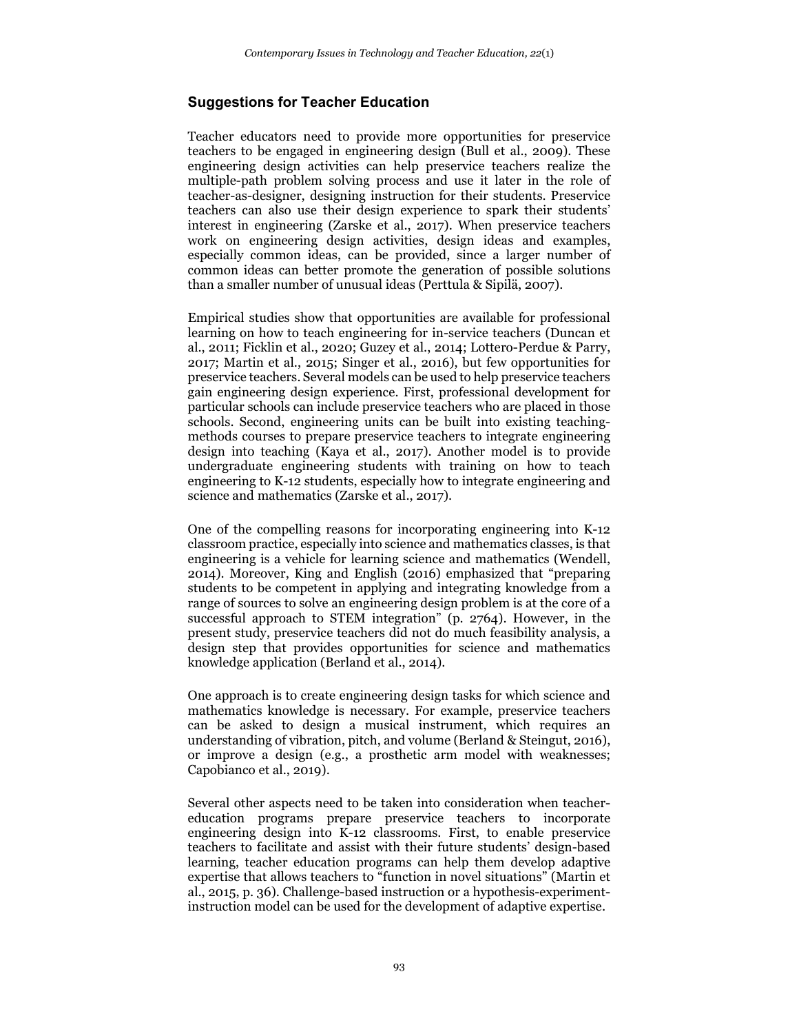## Suggestions for Teacher Education

Teacher educators need to provide more opportunities for preservice teachers to be engaged in engineering design (Bull et al., 2009). These engineering design activities can help preservice teachers realize the multiple-path problem solving process and use it later in the role of teacher-as-designer, designing instruction for their students. Preservice teachers can also use their design experience to spark their students' interest in engineering (Zarske et al., 2017). When preservice teachers work on engineering design activities, design ideas and examples, especially common ideas, can be provided, since a larger number of common ideas can better promote the generation of possible solutions than a smaller number of unusual ideas (Perttula & Sipilä, 2007).

Empirical studies show that opportunities are available for professional learning on how to teach engineering for in-service teachers (Duncan et al., 2011; Ficklin et al., 2020; Guzey et al., 2014; Lottero-Perdue & Parry, 2017; Martin et al., 2015; Singer et al., 2016), but few opportunities for preservice teachers. Several models can be used to help preservice teachers gain engineering design experience. First, professional development for particular schools can include preservice teachers who are placed in those schools. Second, engineering units can be built into existing teaching-methods courses to prepare preservice teachers to integrate engineering design into teaching (Kaya et al., 2017). Another model is to provide undergraduate engineering students with training on how to teach engineering to K-12 students, especially how to integrate engineering and science and mathematics (Zarske et al., 2017).

One of the compelling reasons for incorporating engineering into K-12 classroom practice, especially into science and mathematics classes, is that engineering is a vehicle for learning science and mathematics (Wendell, 2014). Moreover, King and English (2016) emphasized that "preparing students to be competent in applying and integrating knowledge from a range of sources to solve an engineering design problem is at the core of a successful approach to STEM integration" (p. 2764). However, in the present study, preservice teachers did not do much feasibility analysis, a design step that provides opportunities for science and mathematics knowledge application (Berland et al., 2014).

One approach is to create engineering design tasks for which science and mathematics knowledge is necessary. For example, preservice teachers can be asked to design a musical instrument, which requires an understanding of vibration, pitch, and volume (Berland & Steingut, 2016), or improve a design (e.g., a prosthetic arm model with weaknesses; Capobianco et al., 2019).

Several other aspects need to be taken into consideration when teacher-education programs prepare preservice teachers to incorporate engineering design into K-12 classrooms. First, to enable preservice teachers to facilitate and assist with their future students' design-based learning, teacher education programs can help them develop adaptive expertise that allows teachers to "function in novel situations" (Martin et al., 2015, p. 36). Challenge-based instruction or a hypothesis-experiment-instruction model can be used for the development of adaptive expertise.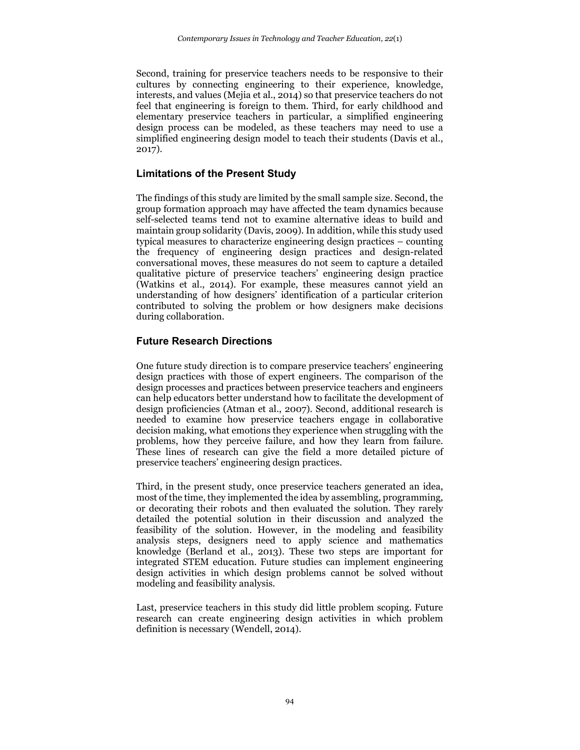Second, training for preservice teachers needs to be responsive to their cultures by connecting engineering to their experience, knowledge, interests, and values (Mejia et al., 2014) so that preservice teachers do not feel that engineering is foreign to them. Third, for early childhood and elementary preservice teachers in particular, a simplified engineering design process can be modeled, as these teachers may need to use a simplified engineering design model to teach their students (Davis et al., 2017).

## Limitations of the Present Study

The findings of this study are limited by the small sample size. Second, the group formation approach may have affected the team dynamics because self-selected teams tend not to examine alternative ideas to build and maintain group solidarity (Davis, 2009). In addition, while this study used typical measures to characterize engineering design practices – counting the frequency of engineering design practices and design-related conversational moves, these measures do not seem to capture a detailed qualitative picture of preservice teachers' engineering design practice (Watkins et al., 2014). For example, these measures cannot yield an understanding of how designers' identification of a particular criterion contributed to solving the problem or how designers make decisions during collaboration.

## Future Research Directions

One future study direction is to compare preservice teachers' engineering design practices with those of expert engineers. The comparison of the design processes and practices between preservice teachers and engineers can help educators better understand how to facilitate the development of design proficiencies (Atman et al., 2007). Second, additional research is needed to examine how preservice teachers engage in collaborative decision making, what emotions they experience when struggling with the problems, how they perceive failure, and how they learn from failure. These lines of research can give the field a more detailed picture of preservice teachers' engineering design practices.

Third, in the present study, once preservice teachers generated an idea, most of the time, they implemented the idea by assembling, programming, or decorating their robots and then evaluated the solution. They rarely detailed the potential solution in their discussion and analyzed the feasibility of the solution. However, in the modeling and feasibility analysis steps, designers need to apply science and mathematics knowledge (Berland et al., 2013). These two steps are important for integrated STEM education. Future studies can implement engineering design activities in which design problems cannot be solved without modeling and feasibility analysis.

Last, preservice teachers in this study did little problem scoping. Future research can create engineering design activities in which problem definition is necessary (Wendell, 2014).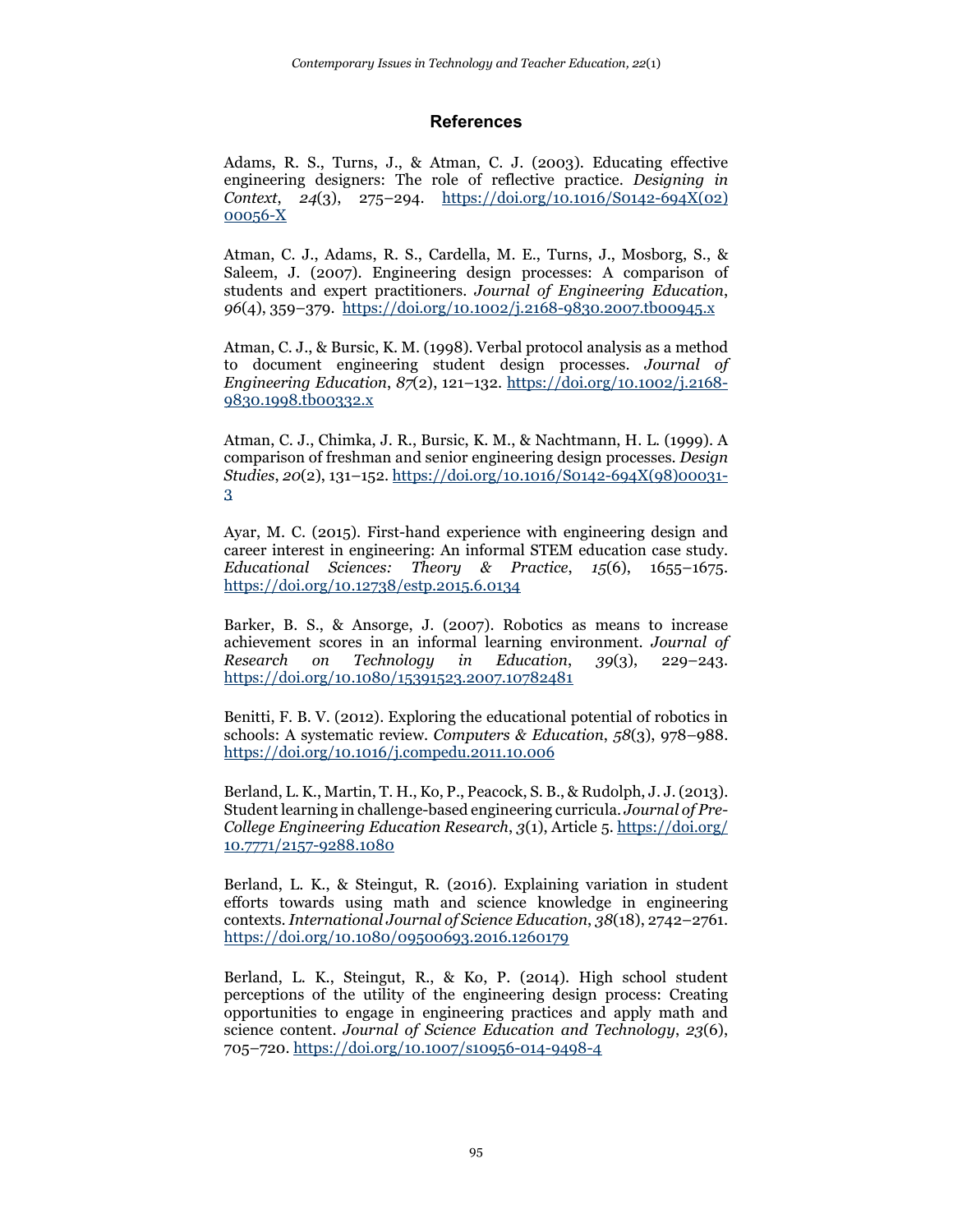## References

Adams, R. S., Turns, J., & Atman, C. J. (2003). Educating effective engineering designers: The role of reflective practice. *Designing in Context*, *24*(3), 275–294. https://doi.org/10.1016/S0142-694X(02)00056-X

Atman, C. J., Adams, R. S., Cardella, M. E., Turns, J., Mosborg, S., & Saleem, J. (2007). Engineering design processes: A comparison of students and expert practitioners. *Journal of Engineering Education*, *96*(4), 359–379. https://doi.org/10.1002/j.2168-9830.2007.tb00945.x

Atman, C. J., & Bursic, K. M. (1998). Verbal protocol analysis as a method to document engineering student design processes. *Journal of Engineering Education*, *87*(2), 121–132. https://doi.org/10.1002/j.2168-9830.1998.tb00332.x

Atman, C. J., Chimka, J. R., Bursic, K. M., & Nachtmann, H. L. (1999). A comparison of freshman and senior engineering design processes. *Design Studies*, *20*(2), 131–152. https://doi.org/10.1016/S0142-694X(98)00031-3

Ayar, M. C. (2015). First-hand experience with engineering design and career interest in engineering: An informal STEM education case study. *Educational Sciences: Theory & Practice*, *15*(6), 1655–1675. https://doi.org/10.12738/estp.2015.6.0134

Barker, B. S., & Ansorge, J. (2007). Robotics as means to increase achievement scores in an informal learning environment. *Journal of Research on Technology in Education*, *39*(3), 229–243. https://doi.org/10.1080/15391523.2007.10782481

Benitti, F. B. V. (2012). Exploring the educational potential of robotics in schools: A systematic review. *Computers & Education*, *58*(3), 978–988. https://doi.org/10.1016/j.compedu.2011.10.006

Berland, L. K., Martin, T. H., Ko, P., Peacock, S. B., & Rudolph, J. J. (2013). Student learning in challenge-based engineering curricula. *Journal of Pre-College Engineering Education Research*, *3*(1), Article 5. https://doi.org/10.7771/2157-9288.1080

Berland, L. K., & Steingut, R. (2016). Explaining variation in student efforts towards using math and science knowledge in engineering contexts. *International Journal of Science Education*, *38*(18), 2742–2761. https://doi.org/10.1080/09500693.2016.1260179

Berland, L. K., Steingut, R., & Ko, P. (2014). High school student perceptions of the utility of the engineering design process: Creating opportunities to engage in engineering practices and apply math and science content. *Journal of Science Education and Technology*, *23*(6), 705–720. https://doi.org/10.1007/s10956-014-9498-4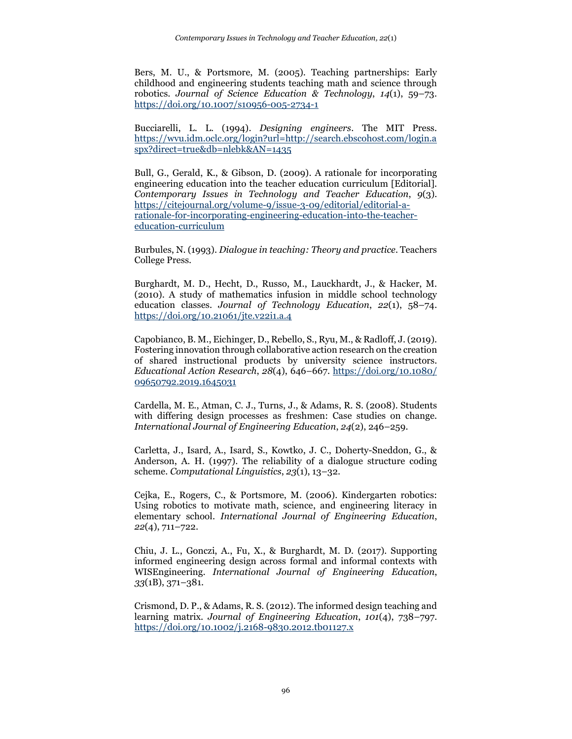Bers, M. U., & Portsmore, M. (2005). Teaching partnerships: Early childhood and engineering students teaching math and science through robotics. *Journal of Science Education & Technology*, *14*(1), 59–73. https://doi.org/10.1007/s10956-005-2734-1

Bucciarelli, L. L. (1994). *Designing engineers*. The MIT Press. https://wvu.idm.oclc.org/login?url=http://search.ebscohost.com/login.aspx?direct=true&db=nlebk&AN=1435

Bull, G., Gerald, K., & Gibson, D. (2009). A rationale for incorporating engineering education into the teacher education curriculum [Editorial]. *Contemporary Issues in Technology and Teacher Education*, *9*(3). https://citejournal.org/volume-9/issue-3-09/editorial/editorial-a-rationale-for-incorporating-engineering-education-into-the-teacher-education-curriculum

Burbules, N. (1993). *Dialogue in teaching: Theory and practice*. Teachers College Press.

Burghardt, M. D., Hecht, D., Russo, M., Lauckhardt, J., & Hacker, M. (2010). A study of mathematics infusion in middle school technology education classes. *Journal of Technology Education*, *22*(1), 58–74. https://doi.org/10.21061/jte.v22i1.a.4

Capobianco, B. M., Eichinger, D., Rebello, S., Ryu, M., & Radloff, J. (2019). Fostering innovation through collaborative action research on the creation of shared instructional products by university science instructors. *Educational Action Research*, *28*(4), 646–667. https://doi.org/10.1080/09650792.2019.1645031

Cardella, M. E., Atman, C. J., Turns, J., & Adams, R. S. (2008). Students with differing design processes as freshmen: Case studies on change. *International Journal of Engineering Education*, *24*(2), 246–259.

Carletta, J., Isard, A., Isard, S., Kowtko, J. C., Doherty-Sneddon, G., & Anderson, A. H. (1997). The reliability of a dialogue structure coding scheme. *Computational Linguistics*, *23*(1), 13–32.

Cejka, E., Rogers, C., & Portsmore, M. (2006). Kindergarten robotics: Using robotics to motivate math, science, and engineering literacy in elementary school. *International Journal of Engineering Education*, *22*(4), 711–722.

Chiu, J. L., Gonczi, A., Fu, X., & Burghardt, M. D. (2017). Supporting informed engineering design across formal and informal contexts with WISEngineering. *International Journal of Engineering Education*, *33*(1B), 371–381.

Crismond, D. P., & Adams, R. S. (2012). The informed design teaching and learning matrix. *Journal of Engineering Education*, *101*(4), 738–797. https://doi.org/10.1002/j.2168-9830.2012.tb01127.x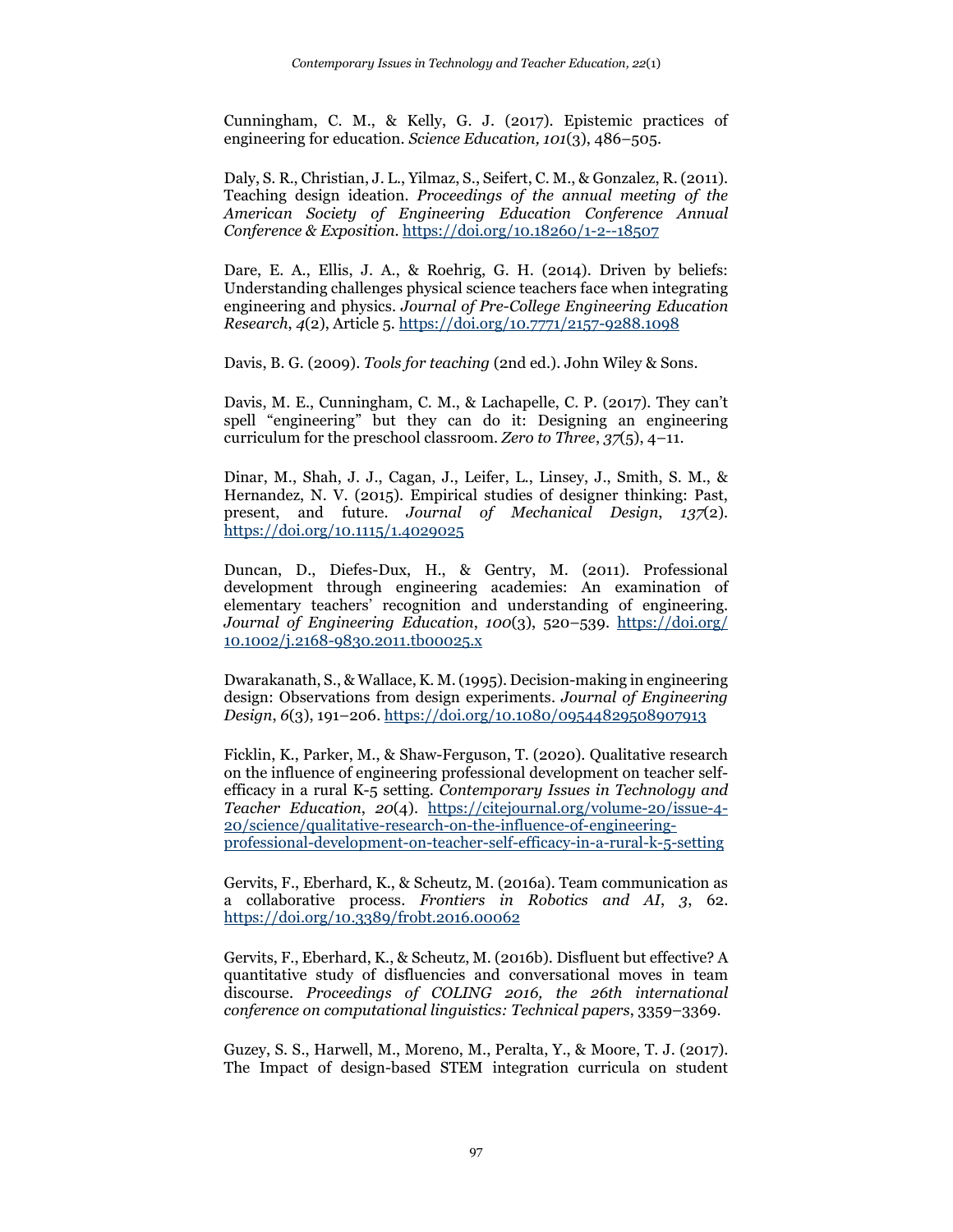Cunningham, C. M., & Kelly, G. J. (2017). Epistemic practices of engineering for education. *Science Education, 101*(3), 486–505.

Daly, S. R., Christian, J. L., Yilmaz, S., Seifert, C. M., & Gonzalez, R. (2011). Teaching design ideation. *Proceedings of the annual meeting of the American Society of Engineering Education Conference Annual Conference & Exposition*. https://doi.org/10.18260/1-2--18507

Dare, E. A., Ellis, J. A., & Roehrig, G. H. (2014). Driven by beliefs: Understanding challenges physical science teachers face when integrating engineering and physics. *Journal of Pre-College Engineering Education Research*, *4*(2), Article 5. https://doi.org/10.7771/2157-9288.1098

Davis, B. G. (2009). *Tools for teaching* (2nd ed.). John Wiley & Sons.

Davis, M. E., Cunningham, C. M., & Lachapelle, C. P. (2017). They can't spell "engineering" but they can do it: Designing an engineering curriculum for the preschool classroom. *Zero to Three*, *37*(5), 4–11.

Dinar, M., Shah, J. J., Cagan, J., Leifer, L., Linsey, J., Smith, S. M., & Hernandez, N. V. (2015). Empirical studies of designer thinking: Past, present, and future. *Journal of Mechanical Design*, *137*(2). https://doi.org/10.1115/1.4029025

Duncan, D., Diefes-Dux, H., & Gentry, M. (2011). Professional development through engineering academies: An examination of elementary teachers' recognition and understanding of engineering. *Journal of Engineering Education*, *100*(3), 520–539. https://doi.org/10.1002/j.2168-9830.2011.tb00025.x

Dwarakanath, S., & Wallace, K. M. (1995). Decision-making in engineering design: Observations from design experiments. *Journal of Engineering Design*, *6*(3), 191–206. https://doi.org/10.1080/09544829508907913

Ficklin, K., Parker, M., & Shaw-Ferguson, T. (2020). Qualitative research on the influence of engineering professional development on teacher self-efficacy in a rural K-5 setting. *Contemporary Issues in Technology and Teacher Education*, *20*(4). https://citejournal.org/volume-20/issue-4-20/science/qualitative-research-on-the-influence-of-engineering-professional-development-on-teacher-self-efficacy-in-a-rural-k-5-setting

Gervits, F., Eberhard, K., & Scheutz, M. (2016a). Team communication as a collaborative process. *Frontiers in Robotics and AI*, *3*, 62. https://doi.org/10.3389/frobt.2016.00062

Gervits, F., Eberhard, K., & Scheutz, M. (2016b). Disfluent but effective? A quantitative study of disfluencies and conversational moves in team discourse. *Proceedings of COLING 2016, the 26th international conference on computational linguistics: Technical papers*, 3359–3369.

Guzey, S. S., Harwell, M., Moreno, M., Peralta, Y., & Moore, T. J. (2017). The Impact of design-based STEM integration curricula on student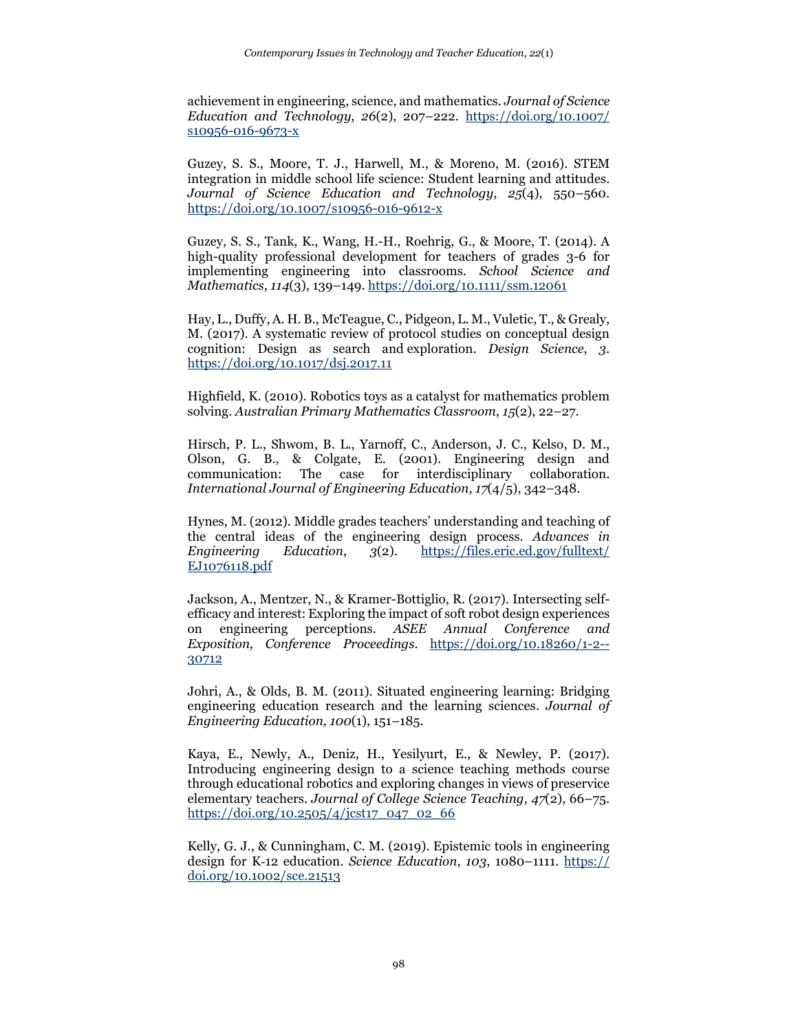achievement in engineering, science, and mathematics. *Journal of Science Education and Technology*, *26*(2), 207–222. https://doi.org/10.1007/s10956-016-9673-x

Guzey, S. S., Moore, T. J., Harwell, M., & Moreno, M. (2016). STEM integration in middle school life science: Student learning and attitudes. *Journal of Science Education and Technology*, *25*(4), 550–560. https://doi.org/10.1007/s10956-016-9612-x

Guzey, S. S., Tank, K., Wang, H.-H., Roehrig, G., & Moore, T. (2014). A high-quality professional development for teachers of grades 3-6 for implementing engineering into classrooms. *School Science and Mathematics*, *114*(3), 139–149. https://doi.org/10.1111/ssm.12061

Hay, L., Duffy, A. H. B., McTeague, C., Pidgeon, L. M., Vuletic, T., & Grealy, M. (2017). A systematic review of protocol studies on conceptual design cognition: Design as search and exploration. *Design Science*, *3*. https://doi.org/10.1017/dsj.2017.11

Highfield, K. (2010). Robotics toys as a catalyst for mathematics problem solving. *Australian Primary Mathematics Classroom*, *15*(2), 22–27.

Hirsch, P. L., Shwom, B. L., Yarnoff, C., Anderson, J. C., Kelso, D. M., Olson, G. B., & Colgate, E. (2001). Engineering design and communication: The case for interdisciplinary collaboration. *International Journal of Engineering Education*, *17*(4/5), 342–348.

Hynes, M. (2012). Middle grades teachers' understanding and teaching of the central ideas of the engineering design process. *Advances in Engineering Education*, *3*(2). https://files.eric.ed.gov/fulltext/EJ1076118.pdf

Jackson, A., Mentzer, N., & Kramer-Bottiglio, R. (2017). Intersecting self-efficacy and interest: Exploring the impact of soft robot design experiences on engineering perceptions. *ASEE Annual Conference and Exposition, Conference Proceedings*. https://doi.org/10.18260/1-2--30712

Johri, A., & Olds, B. M. (2011). Situated engineering learning: Bridging engineering education research and the learning sciences. *Journal of Engineering Education, 100*(1), 151–185.

Kaya, E., Newly, A., Deniz, H., Yesilyurt, E., & Newley, P. (2017). Introducing engineering design to a science teaching methods course through educational robotics and exploring changes in views of preservice elementary teachers. *Journal of College Science Teaching*, *47*(2), 66–75. https://doi.org/10.2505/4/jcst17_047_02_66

Kelly, G. J., & Cunningham, C. M. (2019). Epistemic tools in engineering design for K-12 education. *Science Education*, *103*, 1080–1111. https://doi.org/10.1002/sce.21513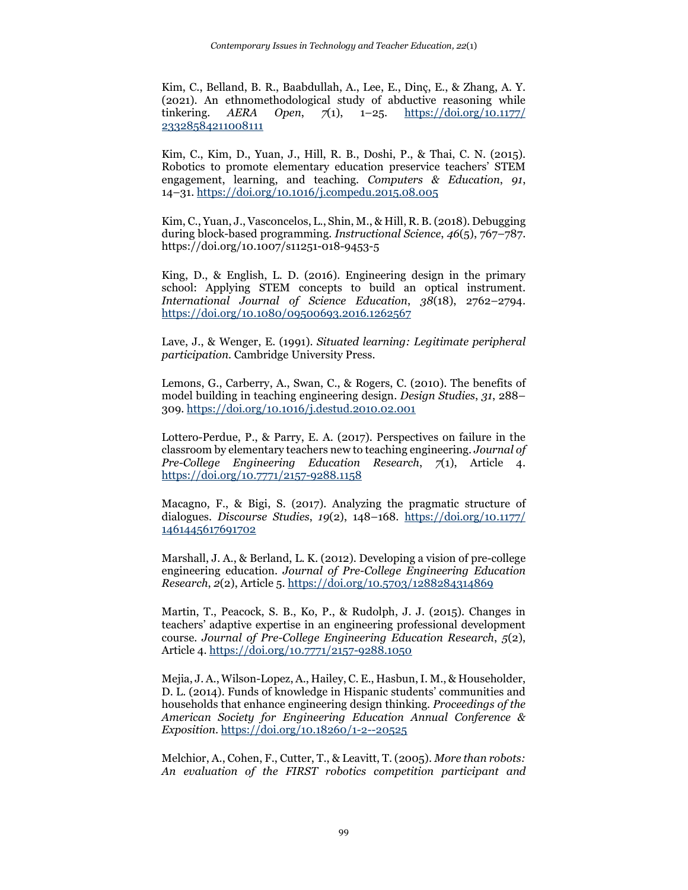Kim, C., Belland, B. R., Baabdullah, A., Lee, E., Dinç, E., & Zhang, A. Y. (2021). An ethnomethodological study of abductive reasoning while tinkering. *AERA Open*, *7*(1), 1–25. https://doi.org/10.1177/23328584211008111

Kim, C., Kim, D., Yuan, J., Hill, R. B., Doshi, P., & Thai, C. N. (2015). Robotics to promote elementary education preservice teachers' STEM engagement, learning, and teaching. *Computers & Education*, *91*, 14–31. https://doi.org/10.1016/j.compedu.2015.08.005

Kim, C., Yuan, J., Vasconcelos, L., Shin, M., & Hill, R. B. (2018). Debugging during block-based programming. *Instructional Science*, *46*(5), 767–787. https://doi.org/10.1007/s11251-018-9453-5

King, D., & English, L. D. (2016). Engineering design in the primary school: Applying STEM concepts to build an optical instrument. *International Journal of Science Education*, *38*(18), 2762–2794. https://doi.org/10.1080/09500693.2016.1262567

Lave, J., & Wenger, E. (1991). *Situated learning: Legitimate peripheral participation.* Cambridge University Press.

Lemons, G., Carberry, A., Swan, C., & Rogers, C. (2010). The benefits of model building in teaching engineering design. *Design Studies*, *31*, 288–309. https://doi.org/10.1016/j.destud.2010.02.001

Lottero-Perdue, P., & Parry, E. A. (2017). Perspectives on failure in the classroom by elementary teachers new to teaching engineering. *Journal of Pre-College Engineering Education Research*, *7*(1), Article 4. https://doi.org/10.7771/2157-9288.1158

Macagno, F., & Bigi, S. (2017). Analyzing the pragmatic structure of dialogues. *Discourse Studies*, *19*(2), 148–168. https://doi.org/10.1177/1461445617691702

Marshall, J. A., & Berland, L. K. (2012). Developing a vision of pre-college engineering education. *Journal of Pre-College Engineering Education Research*, *2*(2), Article 5. https://doi.org/10.5703/1288284314869

Martin, T., Peacock, S. B., Ko, P., & Rudolph, J. J. (2015). Changes in teachers' adaptive expertise in an engineering professional development course. *Journal of Pre-College Engineering Education Research*, *5*(2), Article 4. https://doi.org/10.7771/2157-9288.1050

Mejia, J. A., Wilson-Lopez, A., Hailey, C. E., Hasbun, I. M., & Householder, D. L. (2014). Funds of knowledge in Hispanic students' communities and households that enhance engineering design thinking. *Proceedings of the American Society for Engineering Education Annual Conference & Exposition.* https://doi.org/10.18260/1-2--20525

Melchior, A., Cohen, F., Cutter, T., & Leavitt, T. (2005). *More than robots: An evaluation of the FIRST robotics competition participant and*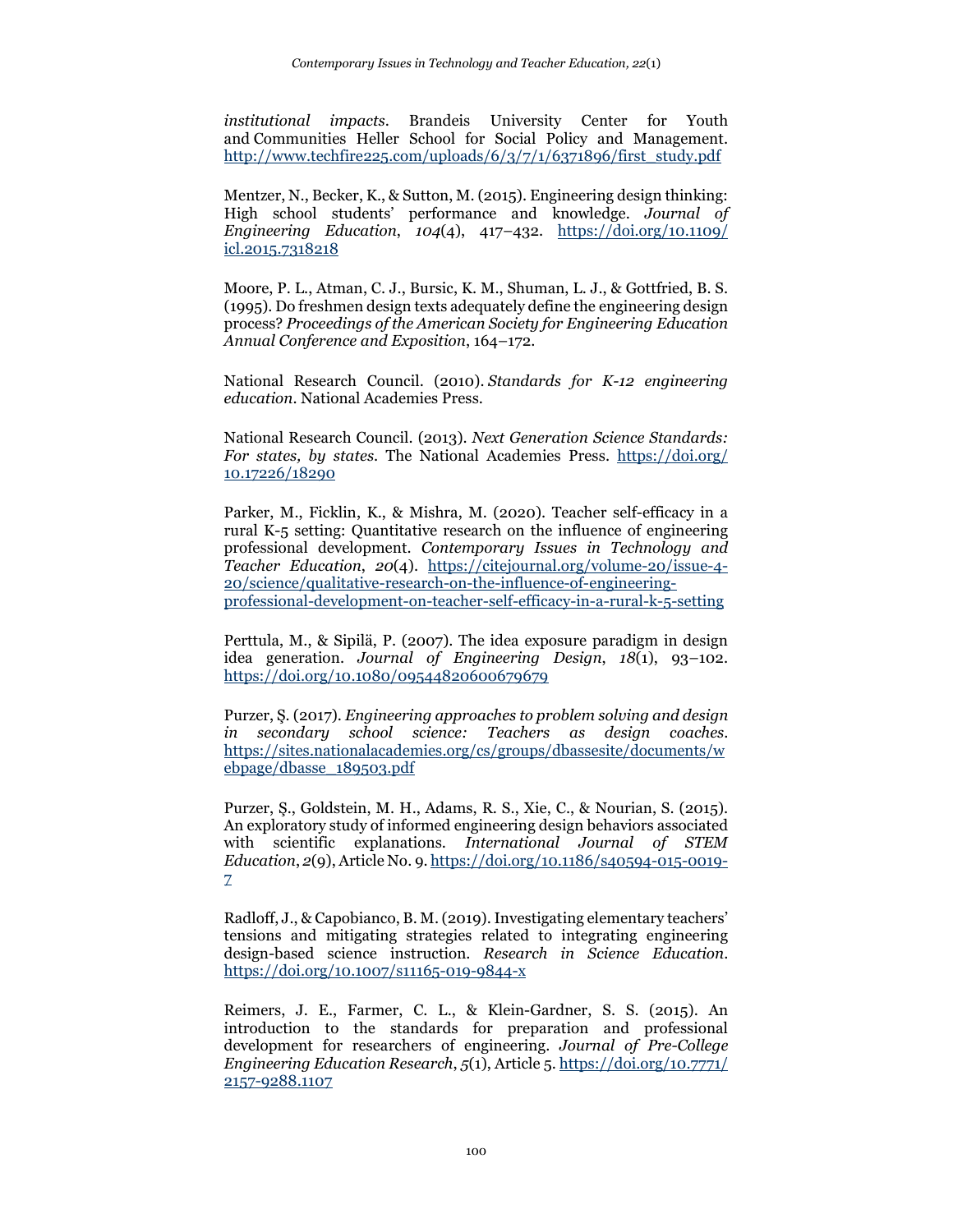*institutional impacts*. Brandeis University Center for Youth and Communities Heller School for Social Policy and Management. [http://www.techfire225.com/uploads/6/3/7/1/6371896/first_study.pdf](http://www.techfire225.com/uploads/6/3/7/1/6371896/first_study.pdf)

Mentzer, N., Becker, K., & Sutton, M. (2015). Engineering design thinking: High school students' performance and knowledge. *Journal of Engineering Education*, *104*(4), 417–432. [https://doi.org/10.1109/icl.2015.7318218](https://doi.org/10.1109/icl.2015.7318218)

Moore, P. L., Atman, C. J., Bursic, K. M., Shuman, L. J., & Gottfried, B. S. (1995). Do freshmen design texts adequately define the engineering design process? *Proceedings of the American Society for Engineering Education Annual Conference and Exposition*, 164–172.

National Research Council. (2010). *Standards for K-12 engineering education*. National Academies Press.

National Research Council. (2013). *Next Generation Science Standards: For states, by states*. The National Academies Press. [https://doi.org/10.17226/18290](https://doi.org/10.17226/18290)

Parker, M., Ficklin, K., & Mishra, M. (2020). Teacher self-efficacy in a rural K-5 setting: Quantitative research on the influence of engineering professional development. *Contemporary Issues in Technology and Teacher Education*, *20*(4). [https://citejournal.org/volume-20/issue-4-20/science/qualitative-research-on-the-influence-of-engineering-professional-development-on-teacher-self-efficacy-in-a-rural-k-5-setting](https://citejournal.org/volume-20/issue-4-20/science/qualitative-research-on-the-influence-of-engineering-professional-development-on-teacher-self-efficacy-in-a-rural-k-5-setting)

Perttula, M., & Sipilä, P. (2007). The idea exposure paradigm in design idea generation. *Journal of Engineering Design*, *18*(1), 93–102. [https://doi.org/10.1080/09544820600679679](https://doi.org/10.1080/09544820600679679)

Purzer, Ş. (2017). *Engineering approaches to problem solving and design in secondary school science: Teachers as design coaches*. [https://sites.nationalacademies.org/cs/groups/dbassesite/documents/webpage/dbasse_189503.pdf](https://sites.nationalacademies.org/cs/groups/dbassesite/documents/webpage/dbasse_189503.pdf)

Purzer, Ş., Goldstein, M. H., Adams, R. S., Xie, C., & Nourian, S. (2015). An exploratory study of informed engineering design behaviors associated with scientific explanations. *International Journal of STEM Education*, *2*(9), Article No. 9. [https://doi.org/10.1186/s40594-015-0019-7](https://doi.org/10.1186/s40594-015-0019-7)

Radloff, J., & Capobianco, B. M. (2019). Investigating elementary teachers' tensions and mitigating strategies related to integrating engineering design-based science instruction. *Research in Science Education*. [https://doi.org/10.1007/s11165-019-9844-x](https://doi.org/10.1007/s11165-019-9844-x)

Reimers, J. E., Farmer, C. L., & Klein-Gardner, S. S. (2015). An introduction to the standards for preparation and professional development for researchers of engineering. *Journal of Pre-College Engineering Education Research*, *5*(1), Article 5. [https://doi.org/10.7771/2157-9288.1107](https://doi.org/10.7771/2157-9288.1107)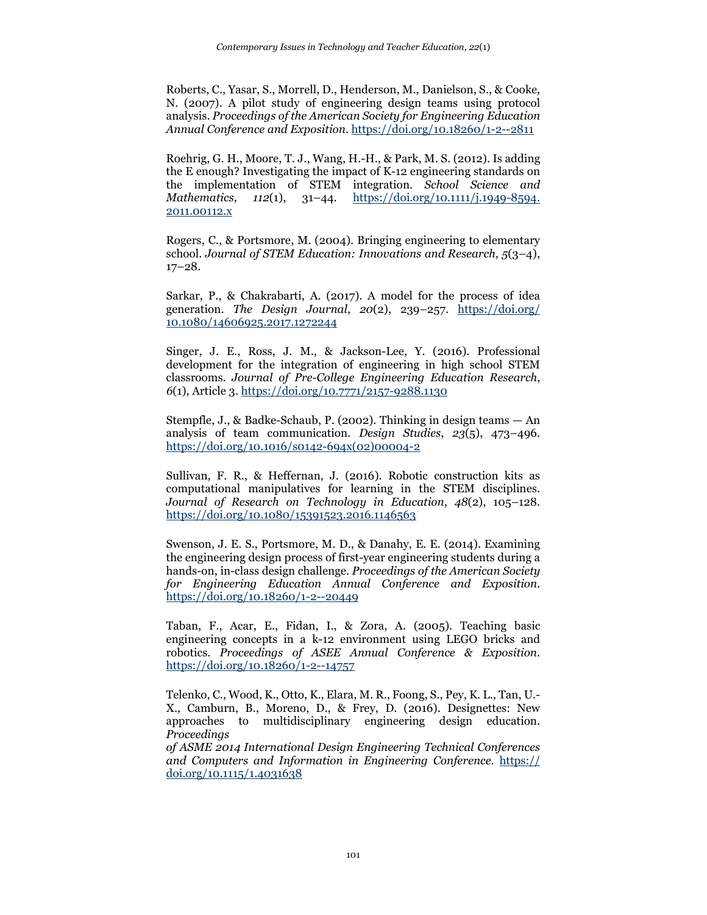Roberts, C., Yasar, S., Morrell, D., Henderson, M., Danielson, S., & Cooke, N. (2007). A pilot study of engineering design teams using protocol analysis. *Proceedings of the American Society for Engineering Education Annual Conference and Exposition*. https://doi.org/10.18260/1-2--2811

Roehrig, G. H., Moore, T. J., Wang, H.-H., & Park, M. S. (2012). Is adding the E enough? Investigating the impact of K-12 engineering standards on the implementation of STEM integration. *School Science and Mathematics*, *112*(1), 31–44. https://doi.org/10.1111/j.1949-8594.2011.00112.x

Rogers, C., & Portsmore, M. (2004). Bringing engineering to elementary school. *Journal of STEM Education: Innovations and Research*, *5*(3–4), 17–28.

Sarkar, P., & Chakrabarti, A. (2017). A model for the process of idea generation. *The Design Journal*, *20*(2), 239–257. https://doi.org/10.1080/14606925.2017.1272244

Singer, J. E., Ross, J. M., & Jackson-Lee, Y. (2016). Professional development for the integration of engineering in high school STEM classrooms. *Journal of Pre-College Engineering Education Research*, *6*(1), Article 3. https://doi.org/10.7771/2157-9288.1130

Stempfle, J., & Badke-Schaub, P. (2002). Thinking in design teams — An analysis of team communication. *Design Studies*, *23*(5), 473–496. https://doi.org/10.1016/s0142-694x(02)00004-2

Sullivan, F. R., & Heffernan, J. (2016). Robotic construction kits as computational manipulatives for learning in the STEM disciplines. *Journal of Research on Technology in Education*, *48*(2), 105–128. https://doi.org/10.1080/15391523.2016.1146563

Swenson, J. E. S., Portsmore, M. D., & Danahy, E. E. (2014). Examining the engineering design process of first-year engineering students during a hands-on, in-class design challenge. *Proceedings of the American Society for Engineering Education Annual Conference and Exposition*. https://doi.org/10.18260/1-2--20449

Taban, F., Acar, E., Fidan, I., & Zora, A. (2005). Teaching basic engineering concepts in a k-12 environment using LEGO bricks and robotics. *Proceedings of ASEE Annual Conference & Exposition*. https://doi.org/10.18260/1-2--14757

Telenko, C., Wood, K., Otto, K., Elara, M. R., Foong, S., Pey, K. L., Tan, U.-X., Camburn, B., Moreno, D., & Frey, D. (2016). Designettes: New approaches to multidisciplinary engineering design education. *Proceedings of ASME 2014 International Design Engineering Technical Conferences and Computers and Information in Engineering Conference*. https://doi.org/10.1115/1.4031638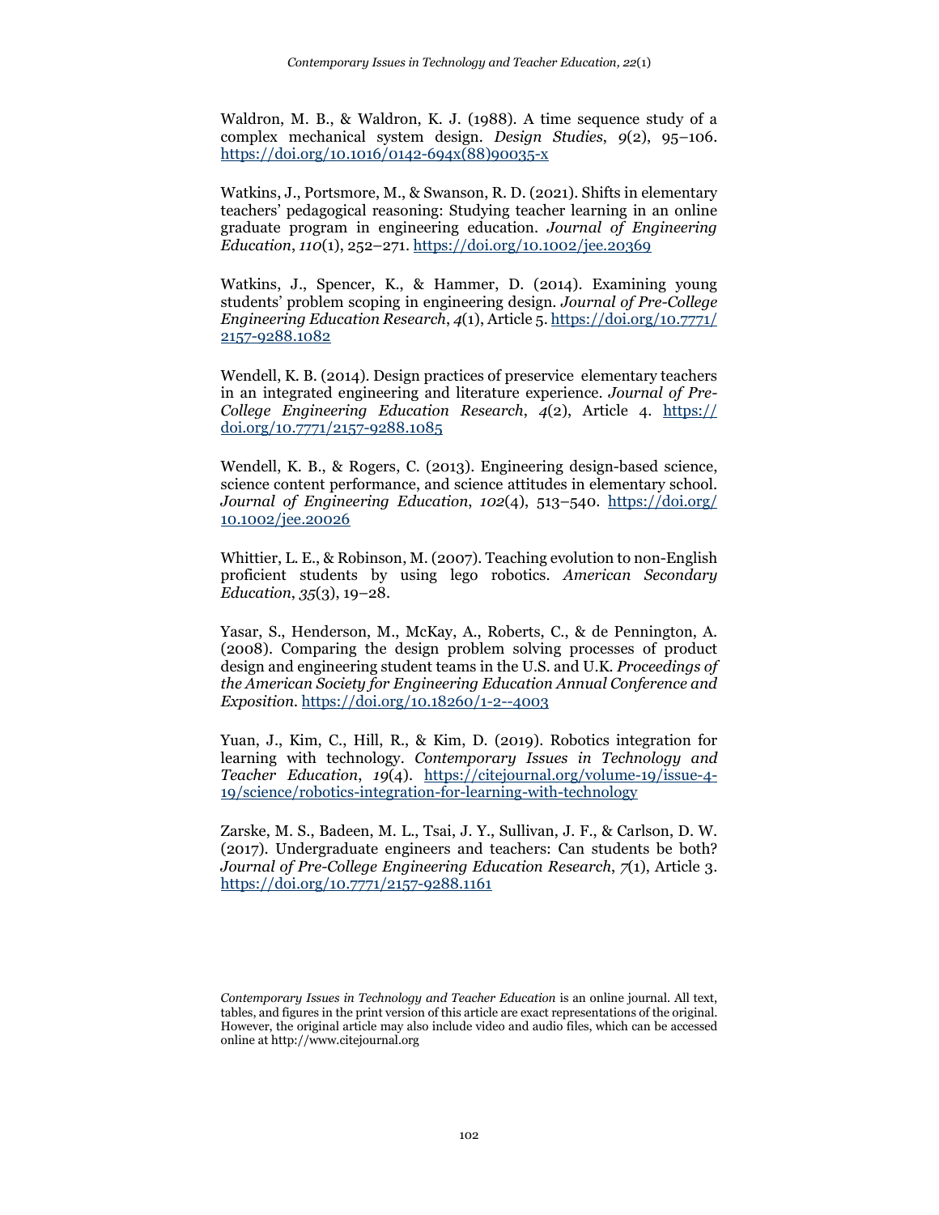Waldron, M. B., & Waldron, K. J. (1988). A time sequence study of a complex mechanical system design. *Design Studies*, *9*(2), 95–106. https://doi.org/10.1016/0142-694x(88)90035-x

Watkins, J., Portsmore, M., & Swanson, R. D. (2021). Shifts in elementary teachers' pedagogical reasoning: Studying teacher learning in an online graduate program in engineering education. *Journal of Engineering Education*, *110*(1), 252–271. https://doi.org/10.1002/jee.20369

Watkins, J., Spencer, K., & Hammer, D. (2014). Examining young students' problem scoping in engineering design. *Journal of Pre-College Engineering Education Research*, *4*(1), Article 5. https://doi.org/10.7771/2157-9288.1082

Wendell, K. B. (2014). Design practices of preservice elementary teachers in an integrated engineering and literature experience. *Journal of Pre-College Engineering Education Research*, *4*(2), Article 4. https://doi.org/10.7771/2157-9288.1085

Wendell, K. B., & Rogers, C. (2013). Engineering design-based science, science content performance, and science attitudes in elementary school. *Journal of Engineering Education*, *102*(4), 513–540. https://doi.org/10.1002/jee.20026

Whittier, L. E., & Robinson, M. (2007). Teaching evolution to non-English proficient students by using lego robotics. *American Secondary Education*, *35*(3), 19–28.

Yasar, S., Henderson, M., McKay, A., Roberts, C., & de Pennington, A. (2008). Comparing the design problem solving processes of product design and engineering student teams in the U.S. and U.K. *Proceedings of the American Society for Engineering Education Annual Conference and Exposition.* https://doi.org/10.18260/1-2--4003

Yuan, J., Kim, C., Hill, R., & Kim, D. (2019). Robotics integration for learning with technology. *Contemporary Issues in Technology and Teacher Education*, *19*(4). https://citejournal.org/volume-19/issue-4-19/science/robotics-integration-for-learning-with-technology

Zarske, M. S., Badeen, M. L., Tsai, J. Y., Sullivan, J. F., & Carlson, D. W. (2017). Undergraduate engineers and teachers: Can students be both? *Journal of Pre-College Engineering Education Research*, *7*(1), Article 3. https://doi.org/10.7771/2157-9288.1161

*Contemporary Issues in Technology and Teacher Education* is an online journal. All text, tables, and figures in the print version of this article are exact representations of the original. However, the original article may also include video and audio files, which can be accessed online at http://www.citejournal.org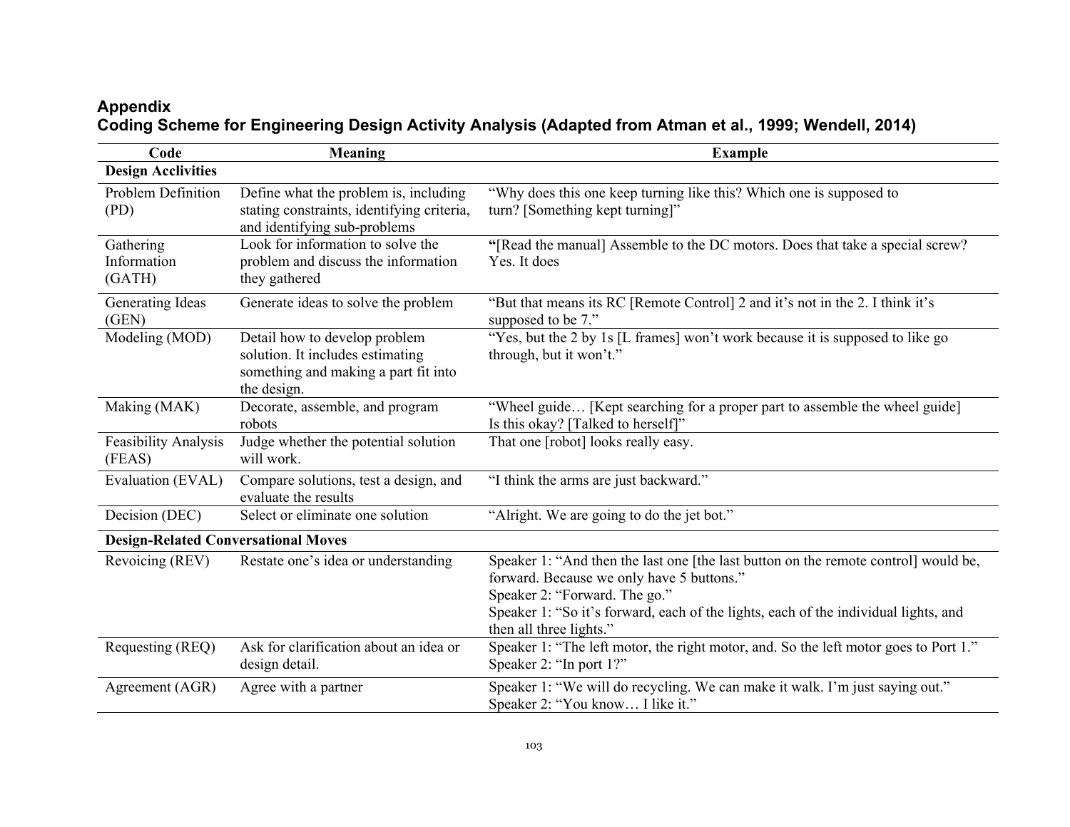# Appendix

## Coding Scheme for Engineering Design Activity Analysis (Adapted from Atman et al., 1999; Wendell, 2014)

| Code | Meaning | Example |
|---|---|---|
| **Design Acclivities** | | |
| Problem Definition (PD) | Define what the problem is, including stating constraints, identifying criteria, and identifying sub-problems | "Why does this one keep turning like this? Which one is supposed to turn? [Something kept turning]" |
| Gathering Information (GATH) | Look for information to solve the problem and discuss the information they gathered | "[Read the manual] Assemble to the DC motors. Does that take a special screw? Yes. It does |
| Generating Ideas (GEN) | Generate ideas to solve the problem | "But that means its RC [Remote Control] 2 and it's not in the 2. I think it's supposed to be 7." |
| Modeling (MOD) | Detail how to develop problem solution. It includes estimating something and making a part fit into the design. | "Yes, but the 2 by 1s [L frames] won't work because it is supposed to like go through, but it won't." |
| Making (MAK) | Decorate, assemble, and program robots | "Wheel guide… [Kept searching for a proper part to assemble the wheel guide] Is this okay? [Talked to herself]" |
| Feasibility Analysis (FEAS) | Judge whether the potential solution will work. | That one [robot] looks really easy. |
| Evaluation (EVAL) | Compare solutions, test a design, and evaluate the results | "I think the arms are just backward." |
| Decision (DEC) | Select or eliminate one solution | "Alright. We are going to do the jet bot." |
| **Design-Related Conversational Moves** | | |
| Revoicing (REV) | Restate one's idea or understanding | Speaker 1: "And then the last one [the last button on the remote control] would be, forward. Because we only have 5 buttons."<br>Speaker 2: "Forward. The go."<br>Speaker 1: "So it's forward, each of the lights, each of the individual lights, and then all three lights." |
| Requesting (REQ) | Ask for clarification about an idea or design detail. | Speaker 1: "The left motor, the right motor, and. So the left motor goes to Port 1."<br>Speaker 2: "In port 1?" |
| Agreement (AGR) | Agree with a partner | Speaker 1: "We will do recycling. We can make it walk. I'm just saying out."<br>Speaker 2: "You know… I like it." |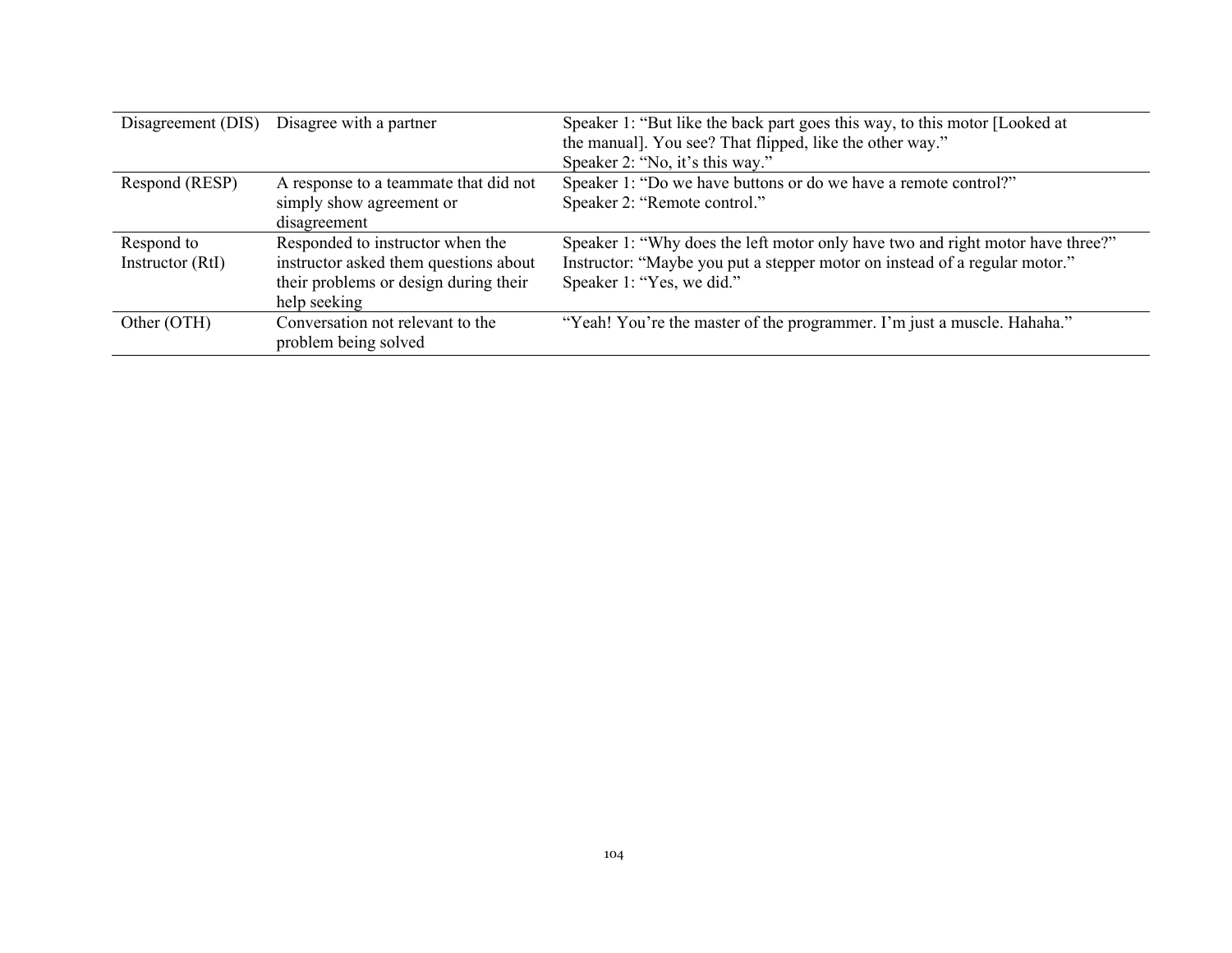| | | |
|---|---|---|
| Disagreement (DIS) | Disagree with a partner | Speaker 1: "But like the back part goes this way, to this motor [Looked at the manual]. You see? That flipped, like the other way."<br>Speaker 2: "No, it's this way." |
| Respond (RESP) | A response to a teammate that did not simply show agreement or disagreement | Speaker 1: "Do we have buttons or do we have a remote control?"<br>Speaker 2: "Remote control." |
| Respond to Instructor (RtI) | Responded to instructor when the instructor asked them questions about their problems or design during their help seeking | Speaker 1: "Why does the left motor only have two and right motor have three?"<br>Instructor: "Maybe you put a stepper motor on instead of a regular motor."<br>Speaker 1: "Yes, we did." |
| Other (OTH) | Conversation not relevant to the problem being solved | "Yeah! You're the master of the programmer. I'm just a muscle. Hahaha." |